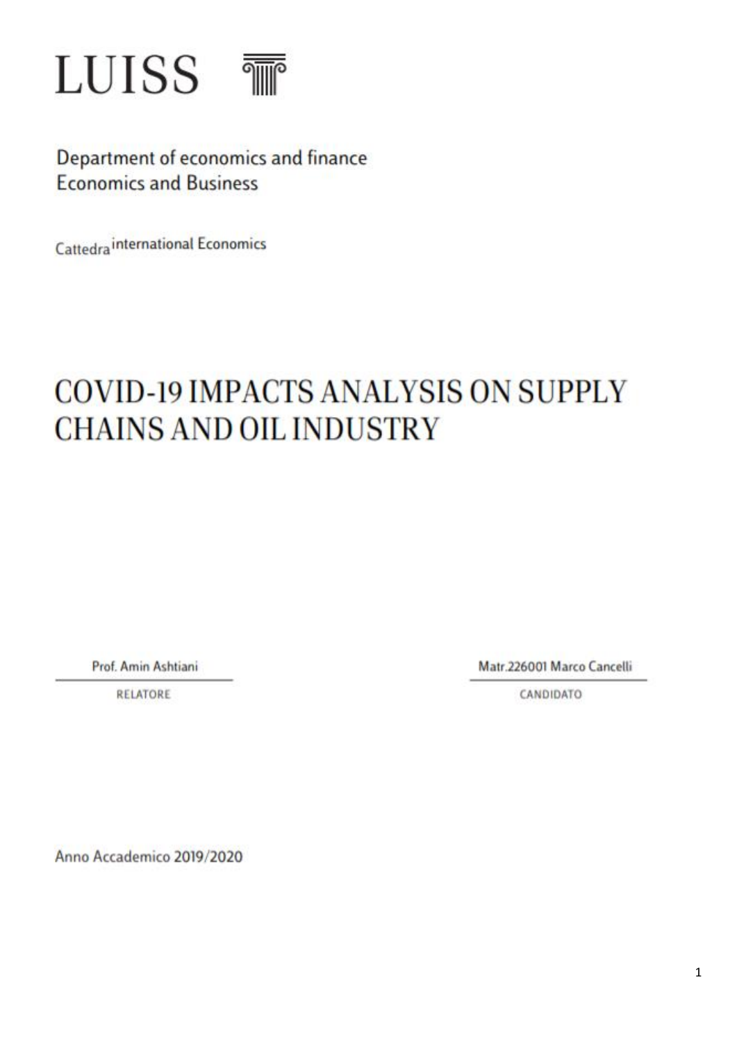# LUISS

Department of economics and finance
Economics and Business

Cattedra international Economics

# COVID-19 IMPACTS ANALYSIS ON SUPPLY CHAINS AND OIL INDUSTRY

Prof. Amin Ashtiani

RELATORE

Matr.226001 Marco Cancelli

CANDIDATO

Anno Accademico 2019/2020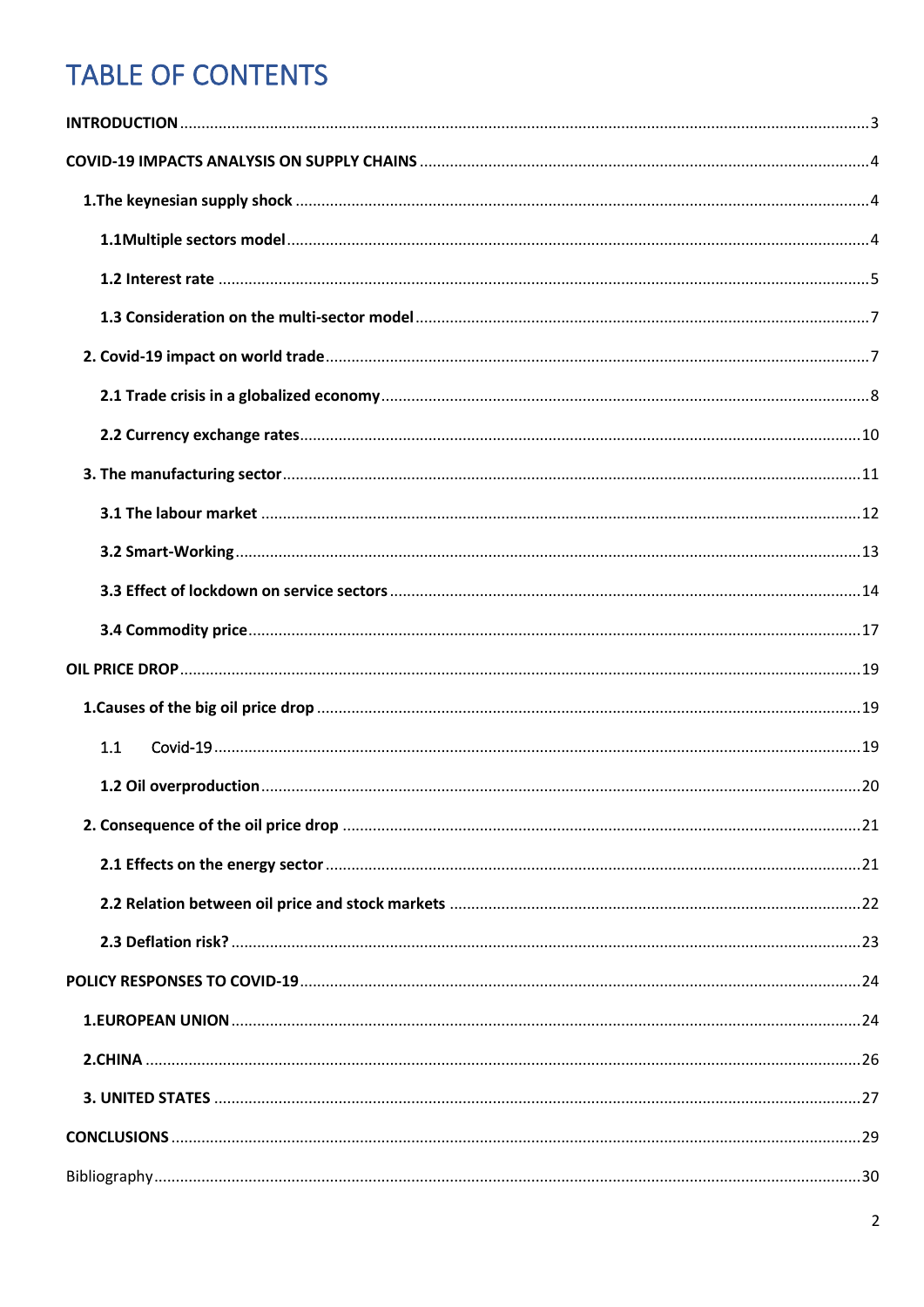# TABLE OF CONTENTS

**INTRODUCTION** ..... 3

**COVID-19 IMPACTS ANALYSIS ON SUPPLY CHAINS** ..... 4

- **1.The keynesian supply shock** ..... 4
  - **1.1Multiple sectors model** ..... 4
  - **1.2 Interest rate** ..... 5
  - **1.3 Consideration on the multi-sector model** ..... 7
- **2. Covid-19 impact on world trade** ..... 7
  - **2.1 Trade crisis in a globalized economy** ..... 8
  - **2.2 Currency exchange rates** ..... 10
- **3. The manufacturing sector** ..... 11
  - **3.1 The labour market** ..... 12
  - **3.2 Smart-Working** ..... 13
  - **3.3 Effect of lockdown on service sectors** ..... 14
  - **3.4 Commodity price** ..... 17

**OIL PRICE DROP** ..... 19

- **1.Causes of the big oil price drop** ..... 19
  - 1.1 Covid-19 ..... 19
  - **1.2 Oil overproduction** ..... 20
- **2. Consequence of the oil price drop** ..... 21
  - **2.1 Effects on the energy sector** ..... 21
  - **2.2 Relation between oil price and stock markets** ..... 22
  - **2.3 Deflation risk?** ..... 23

**POLICY RESPONSES TO COVID-19** ..... 24

- **1.EUROPEAN UNION** ..... 24
- **2.CHINA** ..... 26
- **3. UNITED STATES** ..... 27

**CONCLUSIONS** ..... 29

Bibliography ..... 30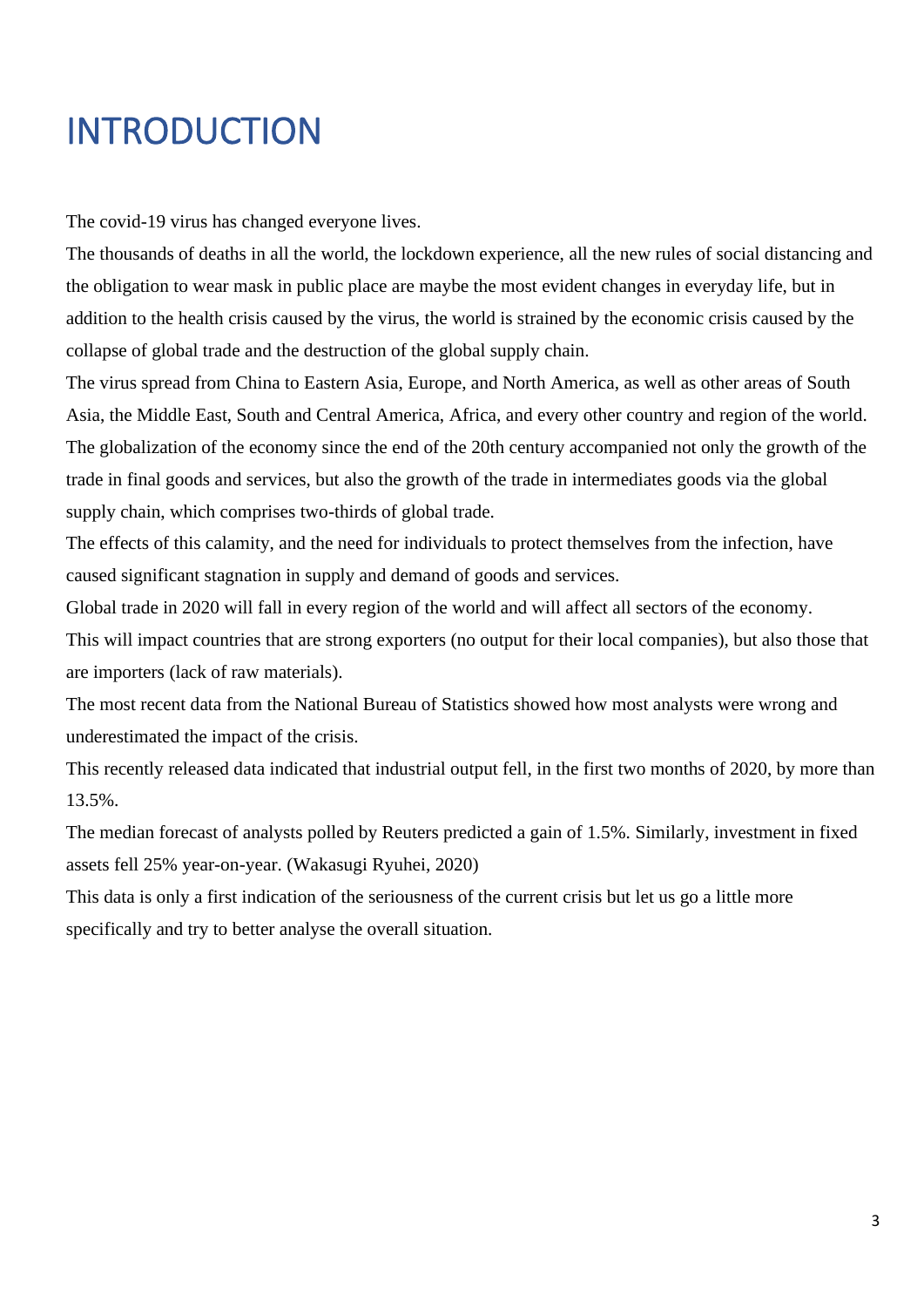# INTRODUCTION

The covid-19 virus has changed everyone lives.

The thousands of deaths in all the world, the lockdown experience, all the new rules of social distancing and the obligation to wear mask in public place are maybe the most evident changes in everyday life, but in addition to the health crisis caused by the virus, the world is strained by the economic crisis caused by the collapse of global trade and the destruction of the global supply chain.

The virus spread from China to Eastern Asia, Europe, and North America, as well as other areas of South Asia, the Middle East, South and Central America, Africa, and every other country and region of the world.

The globalization of the economy since the end of the 20th century accompanied not only the growth of the trade in final goods and services, but also the growth of the trade in intermediates goods via the global supply chain, which comprises two-thirds of global trade.

The effects of this calamity, and the need for individuals to protect themselves from the infection, have caused significant stagnation in supply and demand of goods and services.

Global trade in 2020 will fall in every region of the world and will affect all sectors of the economy.

This will impact countries that are strong exporters (no output for their local companies), but also those that are importers (lack of raw materials).

The most recent data from the National Bureau of Statistics showed how most analysts were wrong and underestimated the impact of the crisis.

This recently released data indicated that industrial output fell, in the first two months of 2020, by more than 13.5%.

The median forecast of analysts polled by Reuters predicted a gain of 1.5%. Similarly, investment in fixed assets fell 25% year-on-year. (Wakasugi Ryuhei, 2020)

This data is only a first indication of the seriousness of the current crisis but let us go a little more specifically and try to better analyse the overall situation.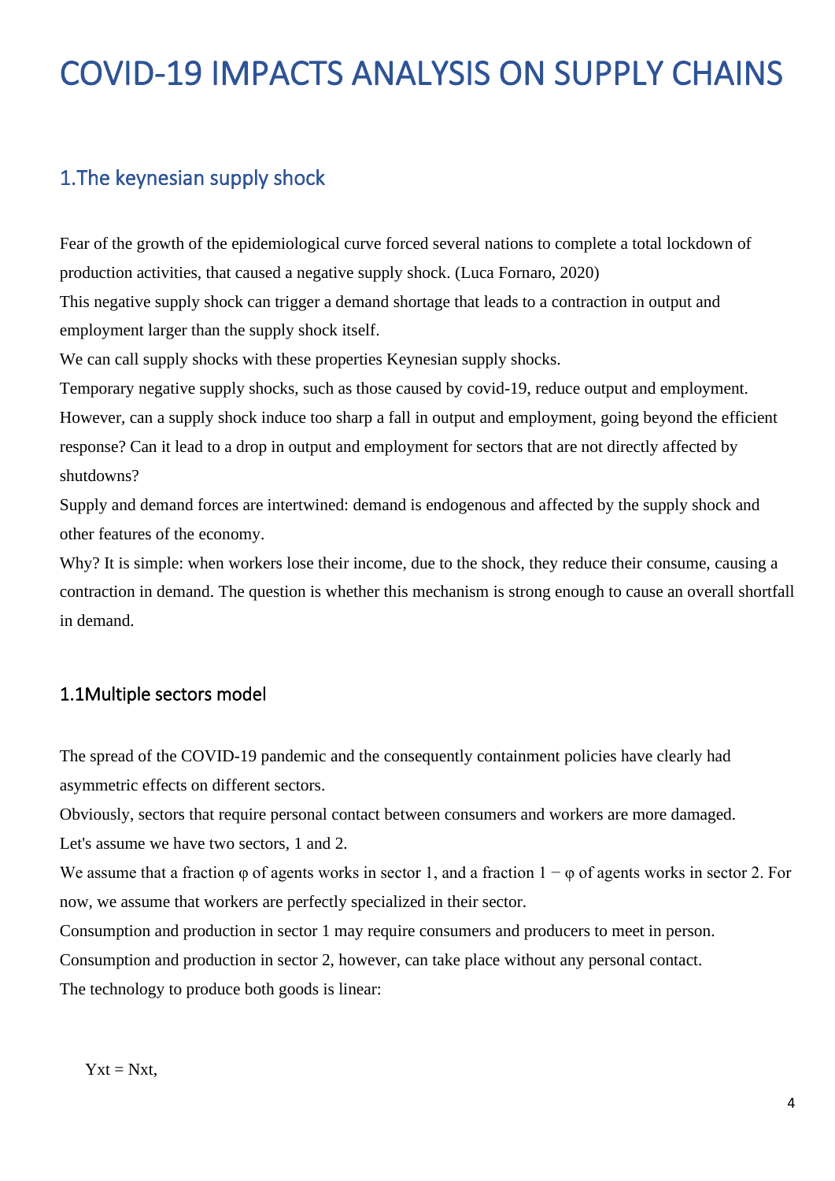# COVID-19 IMPACTS ANALYSIS ON SUPPLY CHAINS

## 1.The keynesian supply shock

Fear of the growth of the epidemiological curve forced several nations to complete a total lockdown of production activities, that caused a negative supply shock. (Luca Fornaro, 2020)

This negative supply shock can trigger a demand shortage that leads to a contraction in output and employment larger than the supply shock itself.

We can call supply shocks with these properties Keynesian supply shocks.

Temporary negative supply shocks, such as those caused by covid-19, reduce output and employment. However, can a supply shock induce too sharp a fall in output and employment, going beyond the efficient response? Can it lead to a drop in output and employment for sectors that are not directly affected by shutdowns?

Supply and demand forces are intertwined: demand is endogenous and affected by the supply shock and other features of the economy.

Why? It is simple: when workers lose their income, due to the shock, they reduce their consume, causing a contraction in demand. The question is whether this mechanism is strong enough to cause an overall shortfall in demand.

### 1.1Multiple sectors model

The spread of the COVID-19 pandemic and the consequently containment policies have clearly had asymmetric effects on different sectors.

Obviously, sectors that require personal contact between consumers and workers are more damaged.

Let's assume we have two sectors, 1 and 2.

We assume that a fraction $\varphi$ of agents works in sector 1, and a fraction $1 - \varphi$ of agents works in sector 2. For now, we assume that workers are perfectly specialized in their sector.

Consumption and production in sector 1 may require consumers and producers to meet in person.

Consumption and production in sector 2, however, can take place without any personal contact.

The technology to produce both goods is linear:

$$Y_{xt} = N_{xt},$$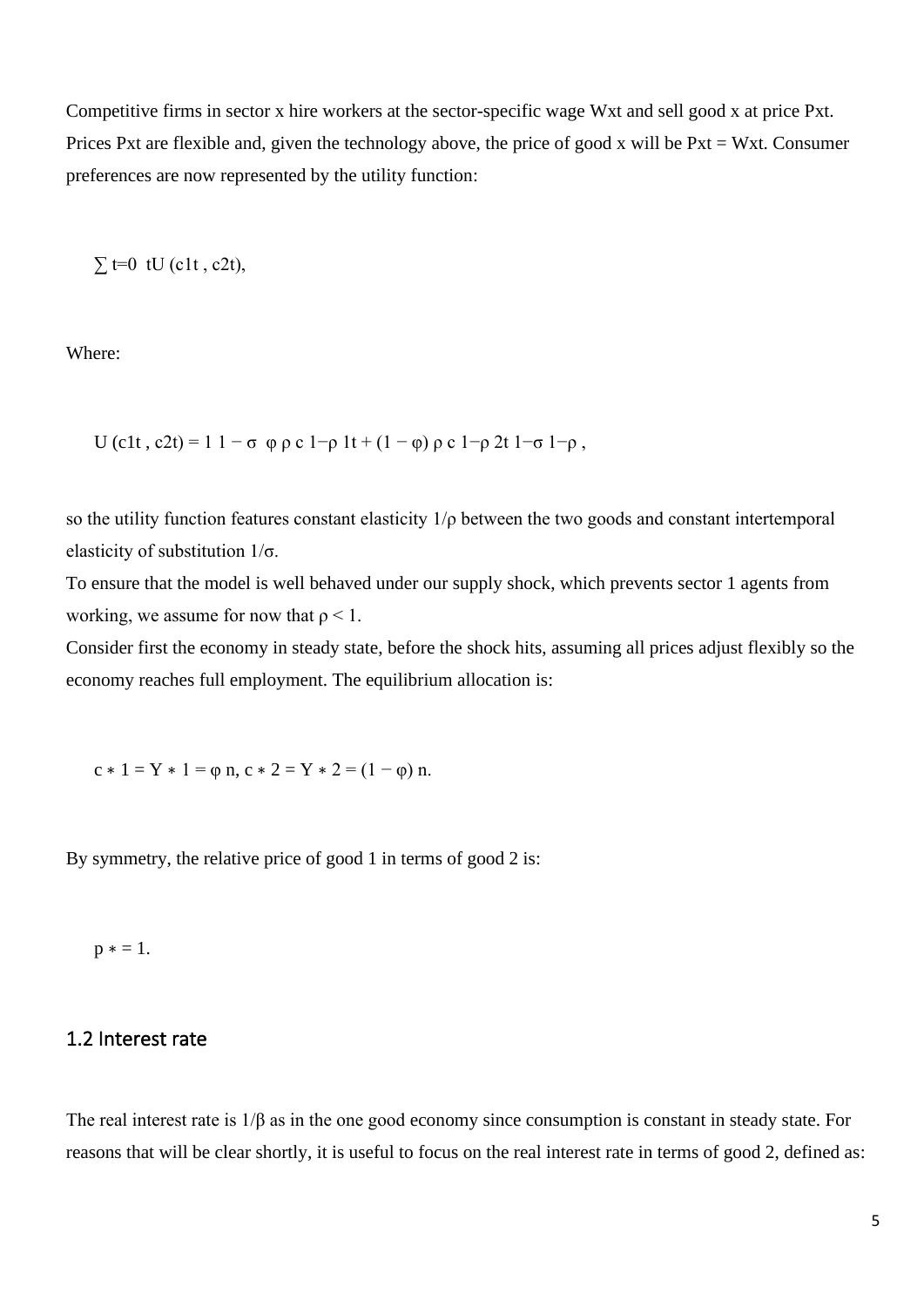Competitive firms in sector x hire workers at the sector-specific wage $W_{xt}$ and sell good x at price $P_{xt}$. Prices $P_{xt}$ are flexible and, given the technology above, the price of good x will be $P_{xt} = W_{xt}$. Consumer preferences are now represented by the utility function:

$$\sum_{t=0} {}^{t}U(c_{1t}, c_{2t}),$$

Where:

$$U(c_{1t}, c_{2t}) = \frac{1}{1-\sigma} \left[ \varphi^{\rho} c_{1t}^{1-\rho} + (1-\varphi)^{\rho} c_{2t}^{1-\rho} \right]^{\frac{1-\sigma}{1-\rho}},$$

so the utility function features constant elasticity $1/\rho$ between the two goods and constant intertemporal elasticity of substitution $1/\sigma$.
To ensure that the model is well behaved under our supply shock, which prevents sector 1 agents from working, we assume for now that $\rho < 1$.
Consider first the economy in steady state, before the shock hits, assuming all prices adjust flexibly so the economy reaches full employment. The equilibrium allocation is:

$$c^*_1 = Y^*_1 = \varphi n, \quad c^*_2 = Y^*_2 = (1-\varphi) n.$$

By symmetry, the relative price of good 1 in terms of good 2 is:

$$p^* = 1.$$

## 1.2 Interest rate

The real interest rate is $1/\beta$ as in the one good economy since consumption is constant in steady state. For reasons that will be clear shortly, it is useful to focus on the real interest rate in terms of good 2, defined as: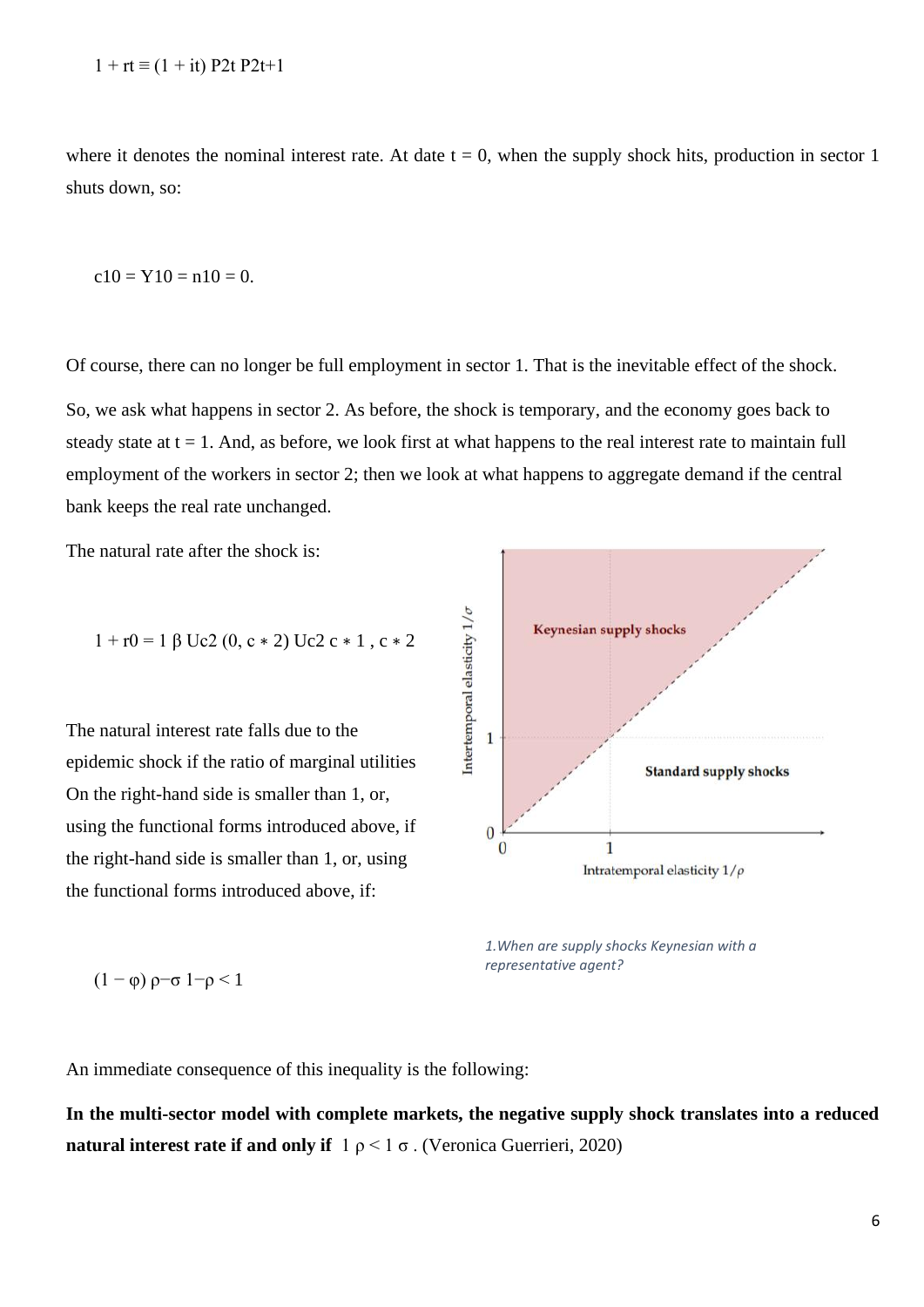$$1 + r_t \equiv (1 + i_t) \frac{P_{2t}}{P_{2t+1}}$$

where $i_t$ denotes the nominal interest rate. At date $t = 0$, when the supply shock hits, production in sector 1 shuts down, so:

$$c_{10} = Y_{10} = n_{10} = 0.$$

Of course, there can no longer be full employment in sector 1. That is the inevitable effect of the shock.

So, we ask what happens in sector 2. As before, the shock is temporary, and the economy goes back to steady state at $t = 1$. And, as before, we look first at what happens to the real interest rate to maintain full employment of the workers in sector 2; then we look at what happens to aggregate demand if the central bank keeps the real rate unchanged.

The natural rate after the shock is:

$$1 + r_0 = \frac{1}{\beta} \frac{U_{c2}(0, c^*_2)}{U_{c2}(c^*_1, c^*_2)}$$

The natural interest rate falls due to the epidemic shock if the ratio of marginal utilities On the right-hand side is smaller than 1, or, using the functional forms introduced above, if the right-hand side is smaller than 1, or, using the functional forms introduced above, if:

1.When are supply shocks Keynesian with a representative agent?

$$(1 - \varphi)^{\frac{\rho - \sigma}{1 - \rho}} < 1$$

An immediate consequence of this inequality is the following:

**In the multi-sector model with complete markets, the negative supply shock translates into a reduced natural interest rate if and only if** $\frac{1}{\rho} < \frac{1}{\sigma}$. (Veronica Guerrieri, 2020)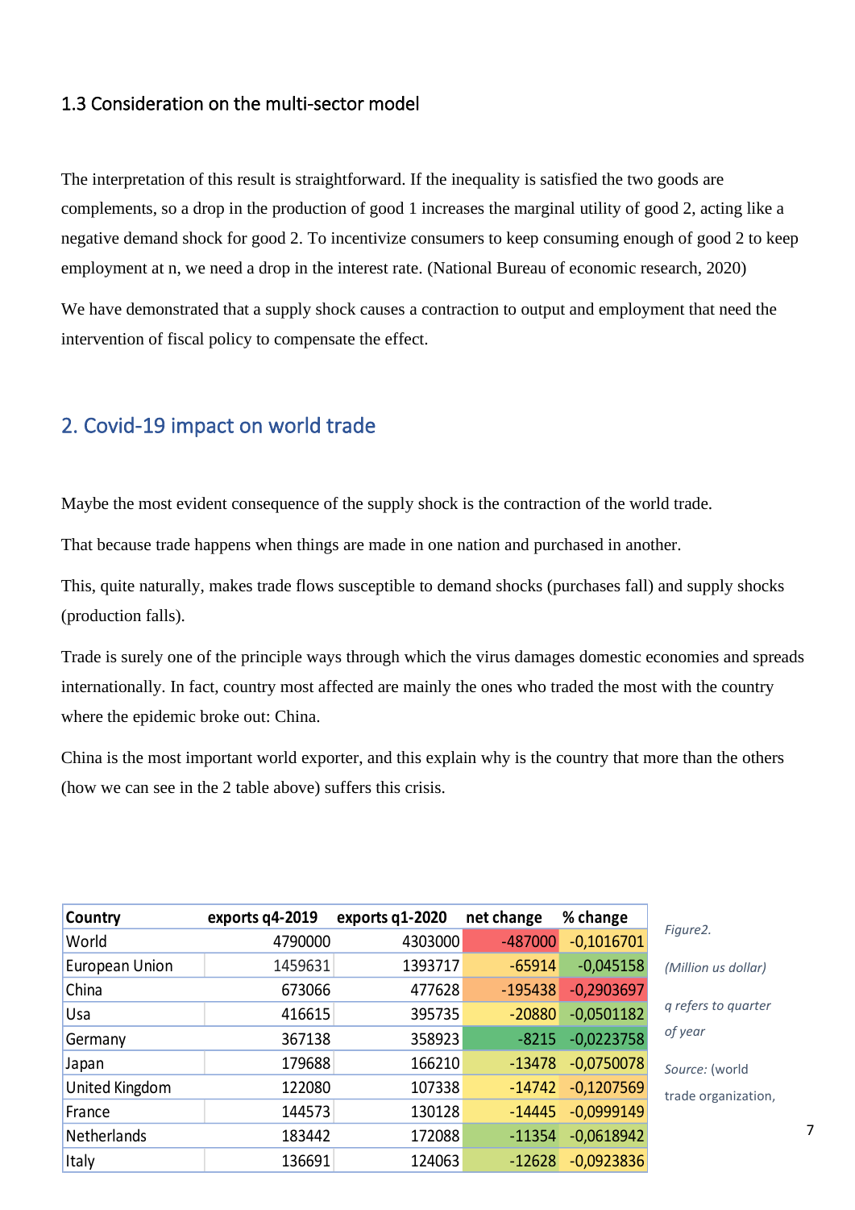### 1.3 Consideration on the multi-sector model

The interpretation of this result is straightforward. If the inequality is satisfied the two goods are complements, so a drop in the production of good 1 increases the marginal utility of good 2, acting like a negative demand shock for good 2. To incentivize consumers to keep consuming enough of good 2 to keep employment at n, we need a drop in the interest rate. (National Bureau of economic research, 2020)

We have demonstrated that a supply shock causes a contraction to output and employment that need the intervention of fiscal policy to compensate the effect.

## 2. Covid-19 impact on world trade

Maybe the most evident consequence of the supply shock is the contraction of the world trade.

That because trade happens when things are made in one nation and purchased in another.

This, quite naturally, makes trade flows susceptible to demand shocks (purchases fall) and supply shocks (production falls).

Trade is surely one of the principle ways through which the virus damages domestic economies and spreads internationally. In fact, country most affected are mainly the ones who traded the most with the country where the epidemic broke out: China.

China is the most important world exporter, and this explain why is the country that more than the others (how we can see in the 2 table above) suffers this crisis.

| Country | exports q4-2019 | exports q1-2020 | net change | % change |
|---|---|---|---|---|
| World | 4790000 | 4303000 | -487000 | -0,1016701 |
| European Union | 1459631 | 1393717 | -65914 | -0,045158 |
| China | 673066 | 477628 | -195438 | -0,2903697 |
| Usa | 416615 | 395735 | -20880 | -0,0501182 |
| Germany | 367138 | 358923 | -8215 | -0,0223758 |
| Japan | 179688 | 166210 | -13478 | -0,0750078 |
| United Kingdom | 122080 | 107338 | -14742 | -0,1207569 |
| France | 144573 | 130128 | -14445 | -0,0999149 |
| Netherlands | 183442 | 172088 | -11354 | -0,0618942 |
| Italy | 136691 | 124063 | -12628 | -0,0923836 |

*Figure2.*

*(Million us dollar)*

*q refers to quarter of year*

*Source:* (world trade organization,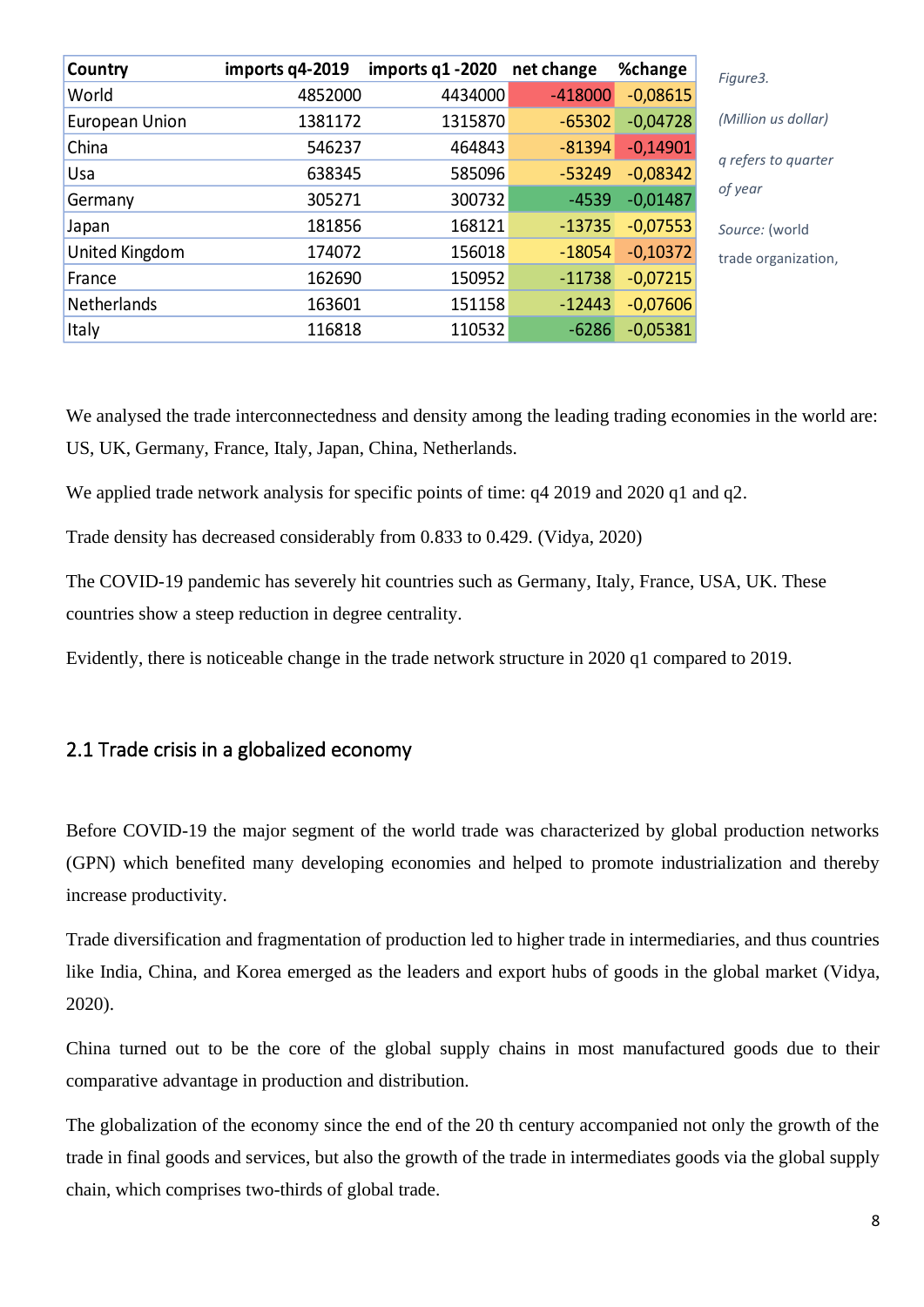| Country | imports q4-2019 | imports q1 -2020 | net change | %change |
| --- | --- | --- | --- | --- |
| World | 4852000 | 4434000 | -418000 | -0,08615 |
| European Union | 1381172 | 1315870 | -65302 | -0,04728 |
| China | 546237 | 464843 | -81394 | -0,14901 |
| Usa | 638345 | 585096 | -53249 | -0,08342 |
| Germany | 305271 | 300732 | -4539 | -0,01487 |
| Japan | 181856 | 168121 | -13735 | -0,07553 |
| United Kingdom | 174072 | 156018 | -18054 | -0,10372 |
| France | 162690 | 150952 | -11738 | -0,07215 |
| Netherlands | 163601 | 151158 | -12443 | -0,07606 |
| Italy | 116818 | 110532 | -6286 | -0,05381 |

*Figure3.*

*(Million us dollar)*

*q refers to quarter of year*

*Source:* (world trade organization,

We analysed the trade interconnectedness and density among the leading trading economies in the world are: US, UK, Germany, France, Italy, Japan, China, Netherlands.

We applied trade network analysis for specific points of time: q4 2019 and 2020 q1 and q2.

Trade density has decreased considerably from 0.833 to 0.429. (Vidya, 2020)

The COVID-19 pandemic has severely hit countries such as Germany, Italy, France, USA, UK. These countries show a steep reduction in degree centrality.

Evidently, there is noticeable change in the trade network structure in 2020 q1 compared to 2019.

## 2.1 Trade crisis in a globalized economy

Before COVID-19 the major segment of the world trade was characterized by global production networks (GPN) which benefited many developing economies and helped to promote industrialization and thereby increase productivity.

Trade diversification and fragmentation of production led to higher trade in intermediaries, and thus countries like India, China, and Korea emerged as the leaders and export hubs of goods in the global market (Vidya, 2020).

China turned out to be the core of the global supply chains in most manufactured goods due to their comparative advantage in production and distribution.

The globalization of the economy since the end of the 20 th century accompanied not only the growth of the trade in final goods and services, but also the growth of the trade in intermediates goods via the global supply chain, which comprises two-thirds of global trade.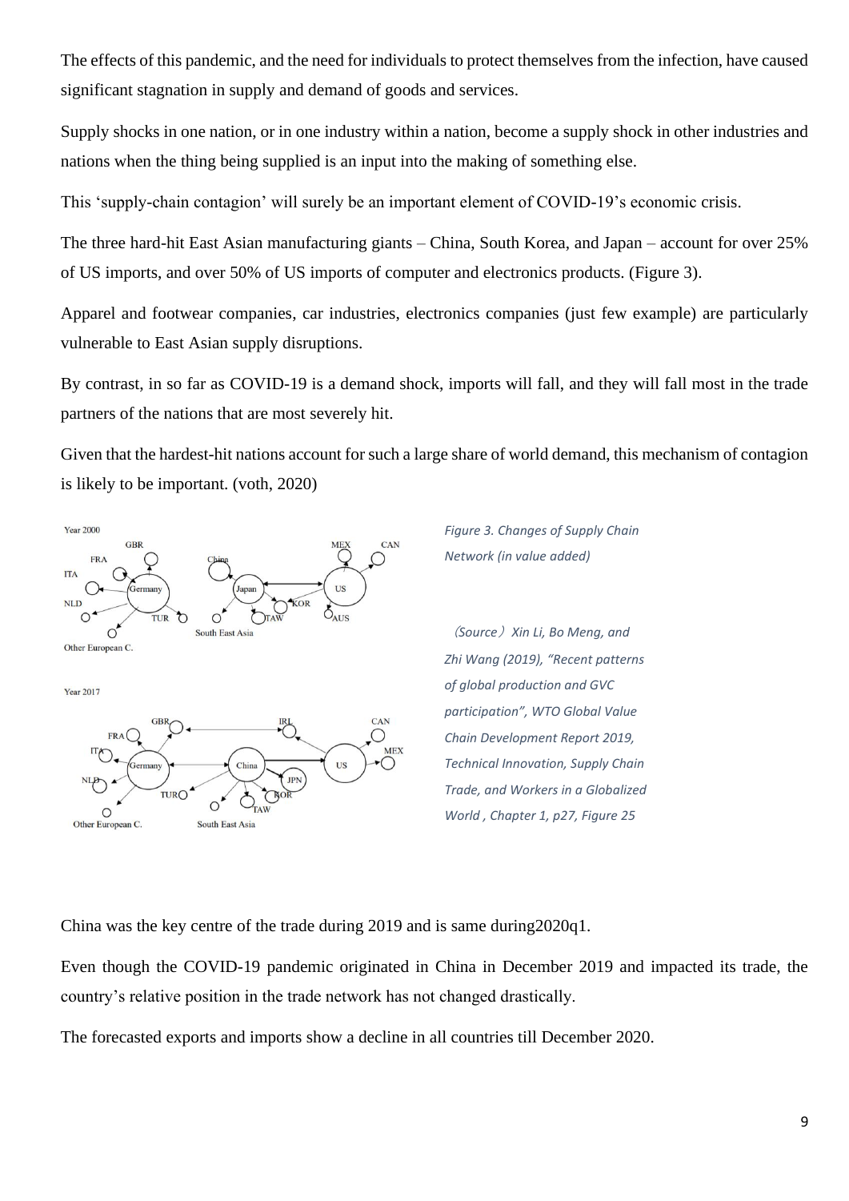The effects of this pandemic, and the need for individuals to protect themselves from the infection, have caused significant stagnation in supply and demand of goods and services.

Supply shocks in one nation, or in one industry within a nation, become a supply shock in other industries and nations when the thing being supplied is an input into the making of something else.

This 'supply-chain contagion' will surely be an important element of COVID-19's economic crisis.

The three hard-hit East Asian manufacturing giants – China, South Korea, and Japan – account for over 25% of US imports, and over 50% of US imports of computer and electronics products. (Figure 3).

Apparel and footwear companies, car industries, electronics companies (just few example) are particularly vulnerable to East Asian supply disruptions.

By contrast, in so far as COVID-19 is a demand shock, imports will fall, and they will fall most in the trade partners of the nations that are most severely hit.

Given that the hardest-hit nations account for such a large share of world demand, this mechanism of contagion is likely to be important. (voth, 2020)

*Figure 3. Changes of Supply Chain Network (in value added)*

*（Source）Xin Li, Bo Meng, and Zhi Wang (2019), "Recent patterns of global production and GVC participation", WTO Global Value Chain Development Report 2019, Technical Innovation, Supply Chain Trade, and Workers in a Globalized World , Chapter 1, p27, Figure 25*

China was the key centre of the trade during 2019 and is same during2020q1.

Even though the COVID-19 pandemic originated in China in December 2019 and impacted its trade, the country's relative position in the trade network has not changed drastically.

The forecasted exports and imports show a decline in all countries till December 2020.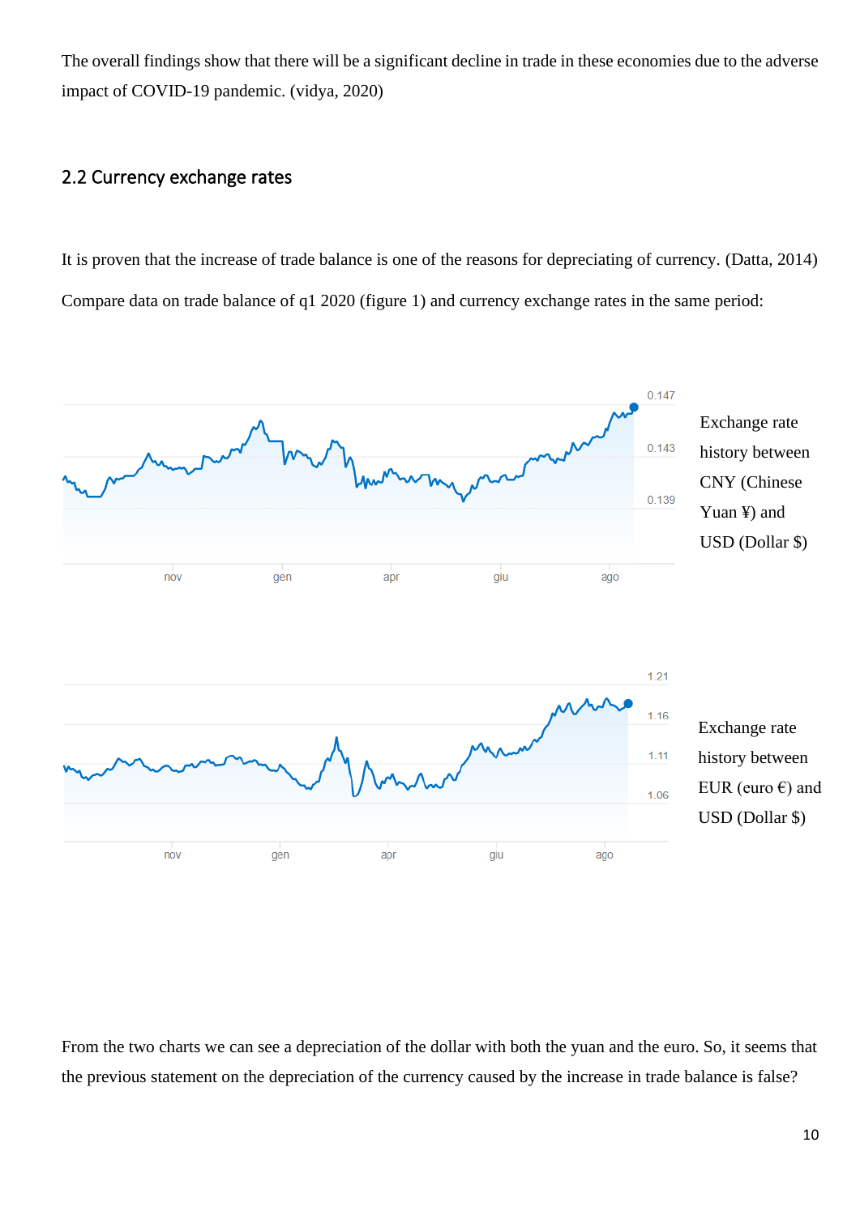The overall findings show that there will be a significant decline in trade in these economies due to the adverse impact of COVID-19 pandemic. (vidya, 2020)

## 2.2 Currency exchange rates

It is proven that the increase of trade balance is one of the reasons for depreciating of currency. (Datta, 2014)

Compare data on trade balance of q1 2020 (figure 1) and currency exchange rates in the same period:

Exchange rate history between CNY (Chinese Yuan ¥) and USD (Dollar $)

Exchange rate history between EUR (euro €) and USD (Dollar $)

From the two charts we can see a depreciation of the dollar with both the yuan and the euro. So, it seems that the previous statement on the depreciation of the currency caused by the increase in trade balance is false?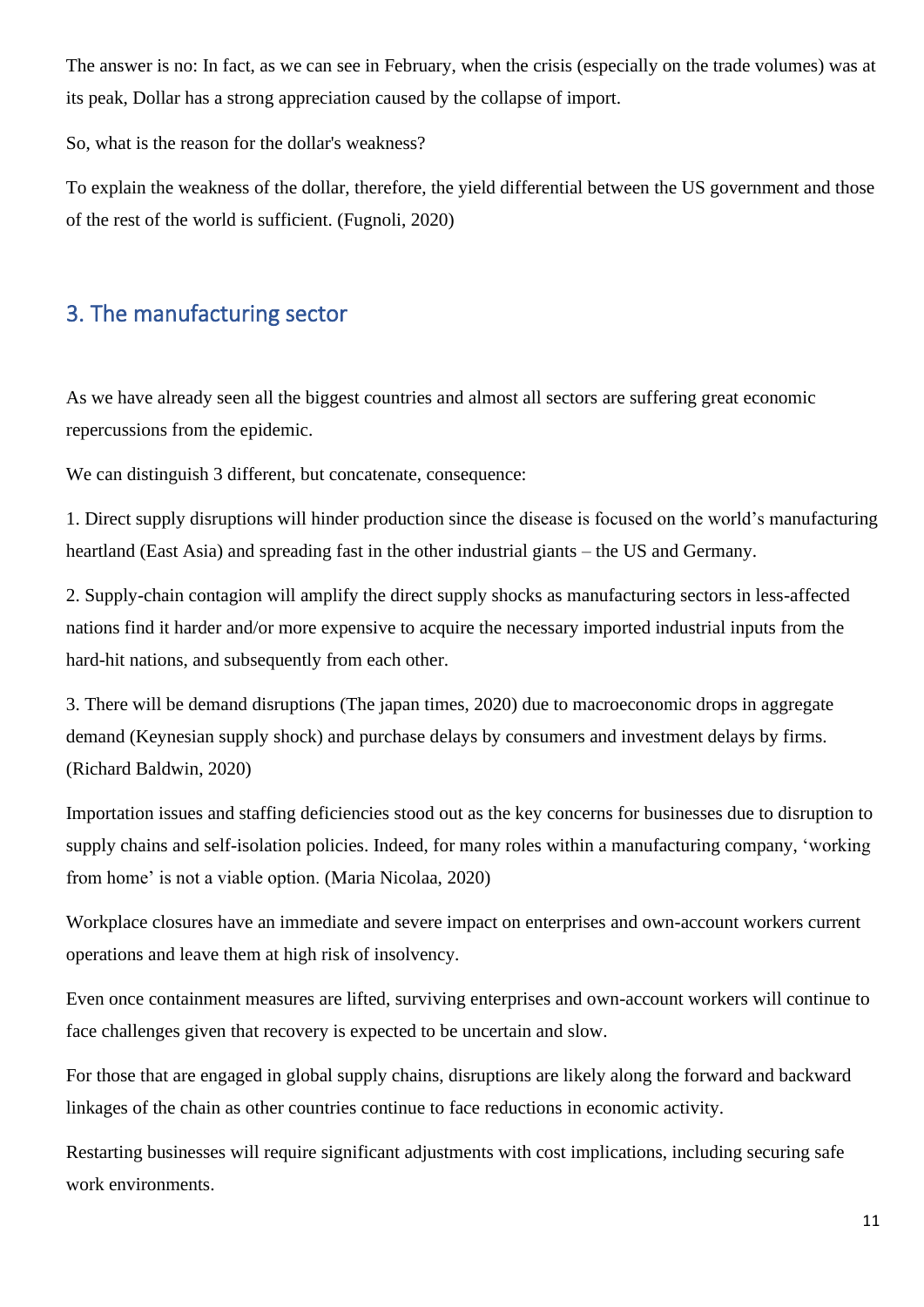The answer is no: In fact, as we can see in February, when the crisis (especially on the trade volumes) was at its peak, Dollar has a strong appreciation caused by the collapse of import.

So, what is the reason for the dollar's weakness?

To explain the weakness of the dollar, therefore, the yield differential between the US government and those of the rest of the world is sufficient. (Fugnoli, 2020)

## 3. The manufacturing sector

As we have already seen all the biggest countries and almost all sectors are suffering great economic repercussions from the epidemic.

We can distinguish 3 different, but concatenate, consequence:

1. Direct supply disruptions will hinder production since the disease is focused on the world's manufacturing heartland (East Asia) and spreading fast in the other industrial giants – the US and Germany.

2. Supply-chain contagion will amplify the direct supply shocks as manufacturing sectors in less-affected nations find it harder and/or more expensive to acquire the necessary imported industrial inputs from the hard-hit nations, and subsequently from each other.

3. There will be demand disruptions (The japan times, 2020) due to macroeconomic drops in aggregate demand (Keynesian supply shock) and purchase delays by consumers and investment delays by firms. (Richard Baldwin, 2020)

Importation issues and staffing deficiencies stood out as the key concerns for businesses due to disruption to supply chains and self-isolation policies. Indeed, for many roles within a manufacturing company, 'working from home' is not a viable option. (Maria Nicolaa, 2020)

Workplace closures have an immediate and severe impact on enterprises and own-account workers current operations and leave them at high risk of insolvency.

Even once containment measures are lifted, surviving enterprises and own-account workers will continue to face challenges given that recovery is expected to be uncertain and slow.

For those that are engaged in global supply chains, disruptions are likely along the forward and backward linkages of the chain as other countries continue to face reductions in economic activity.

Restarting businesses will require significant adjustments with cost implications, including securing safe work environments.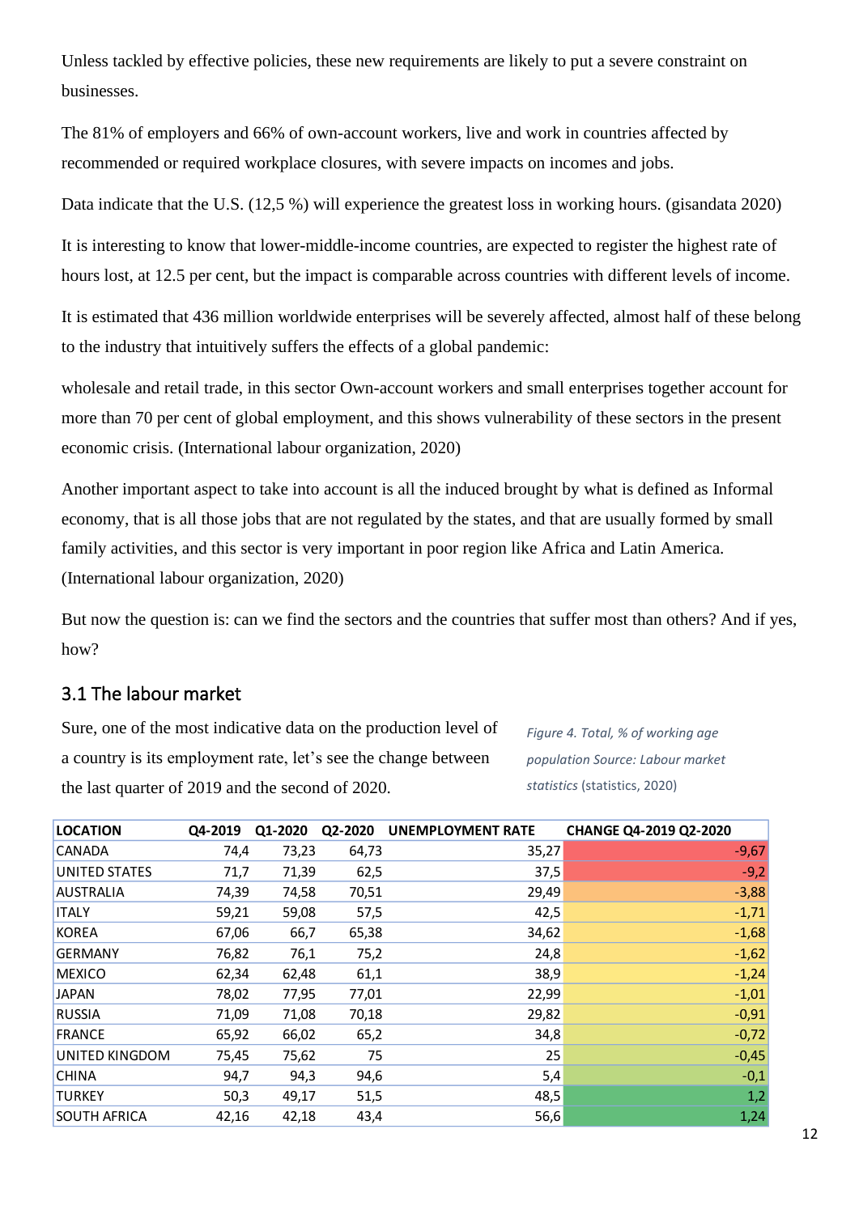Unless tackled by effective policies, these new requirements are likely to put a severe constraint on businesses.

The 81% of employers and 66% of own-account workers, live and work in countries affected by recommended or required workplace closures, with severe impacts on incomes and jobs.

Data indicate that the U.S. (12,5 %) will experience the greatest loss in working hours. (gisandata 2020)

It is interesting to know that lower-middle-income countries, are expected to register the highest rate of hours lost, at 12.5 per cent, but the impact is comparable across countries with different levels of income.

It is estimated that 436 million worldwide enterprises will be severely affected, almost half of these belong to the industry that intuitively suffers the effects of a global pandemic:

wholesale and retail trade, in this sector Own-account workers and small enterprises together account for more than 70 per cent of global employment, and this shows vulnerability of these sectors in the present economic crisis. (International labour organization, 2020)

Another important aspect to take into account is all the induced brought by what is defined as Informal economy, that is all those jobs that are not regulated by the states, and that are usually formed by small family activities, and this sector is very important in poor region like Africa and Latin America. (International labour organization, 2020)

But now the question is: can we find the sectors and the countries that suffer most than others? And if yes, how?

## 3.1 The labour market

Sure, one of the most indicative data on the production level of a country is its employment rate, let's see the change between the last quarter of 2019 and the second of 2020.

*Figure 4. Total, % of working age population Source: Labour market statistics* (statistics, 2020)

| LOCATION | Q4-2019 | Q1-2020 | Q2-2020 | UNEMPLOYMENT RATE | CHANGE Q4-2019 Q2-2020 |
|---|---|---|---|---|---|
| CANADA | 74,4 | 73,23 | 64,73 | 35,27 | -9,67 |
| UNITED STATES | 71,7 | 71,39 | 62,5 | 37,5 | -9,2 |
| AUSTRALIA | 74,39 | 74,58 | 70,51 | 29,49 | -3,88 |
| ITALY | 59,21 | 59,08 | 57,5 | 42,5 | -1,71 |
| KOREA | 67,06 | 66,7 | 65,38 | 34,62 | -1,68 |
| GERMANY | 76,82 | 76,1 | 75,2 | 24,8 | -1,62 |
| MEXICO | 62,34 | 62,48 | 61,1 | 38,9 | -1,24 |
| JAPAN | 78,02 | 77,95 | 77,01 | 22,99 | -1,01 |
| RUSSIA | 71,09 | 71,08 | 70,18 | 29,82 | -0,91 |
| FRANCE | 65,92 | 66,02 | 65,2 | 34,8 | -0,72 |
| UNITED KINGDOM | 75,45 | 75,62 | 75 | 25 | -0,45 |
| CHINA | 94,7 | 94,3 | 94,6 | 5,4 | -0,1 |
| TURKEY | 50,3 | 49,17 | 51,5 | 48,5 | 1,2 |
| SOUTH AFRICA | 42,16 | 42,18 | 43,4 | 56,6 | 1,24 |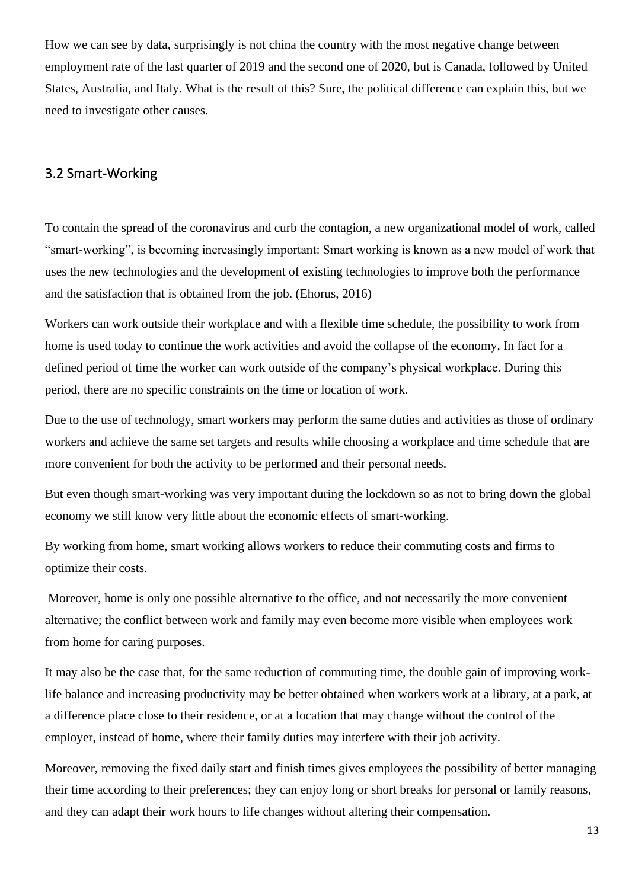How we can see by data, surprisingly is not china the country with the most negative change between employment rate of the last quarter of 2019 and the second one of 2020, but is Canada, followed by United States, Australia, and Italy. What is the result of this? Sure, the political difference can explain this, but we need to investigate other causes.

## 3.2 Smart-Working

To contain the spread of the coronavirus and curb the contagion, a new organizational model of work, called "smart-working", is becoming increasingly important: Smart working is known as a new model of work that uses the new technologies and the development of existing technologies to improve both the performance and the satisfaction that is obtained from the job. (Ehorus, 2016)

Workers can work outside their workplace and with a flexible time schedule, the possibility to work from home is used today to continue the work activities and avoid the collapse of the economy, In fact for a defined period of time the worker can work outside of the company's physical workplace. During this period, there are no specific constraints on the time or location of work.

Due to the use of technology, smart workers may perform the same duties and activities as those of ordinary workers and achieve the same set targets and results while choosing a workplace and time schedule that are more convenient for both the activity to be performed and their personal needs.

But even though smart-working was very important during the lockdown so as not to bring down the global economy we still know very little about the economic effects of smart-working.

By working from home, smart working allows workers to reduce their commuting costs and firms to optimize their costs.

Moreover, home is only one possible alternative to the office, and not necessarily the more convenient alternative; the conflict between work and family may even become more visible when employees work from home for caring purposes.

It may also be the case that, for the same reduction of commuting time, the double gain of improving work-life balance and increasing productivity may be better obtained when workers work at a library, at a park, at a difference place close to their residence, or at a location that may change without the control of the employer, instead of home, where their family duties may interfere with their job activity.

Moreover, removing the fixed daily start and finish times gives employees the possibility of better managing their time according to their preferences; they can enjoy long or short breaks for personal or family reasons, and they can adapt their work hours to life changes without altering their compensation.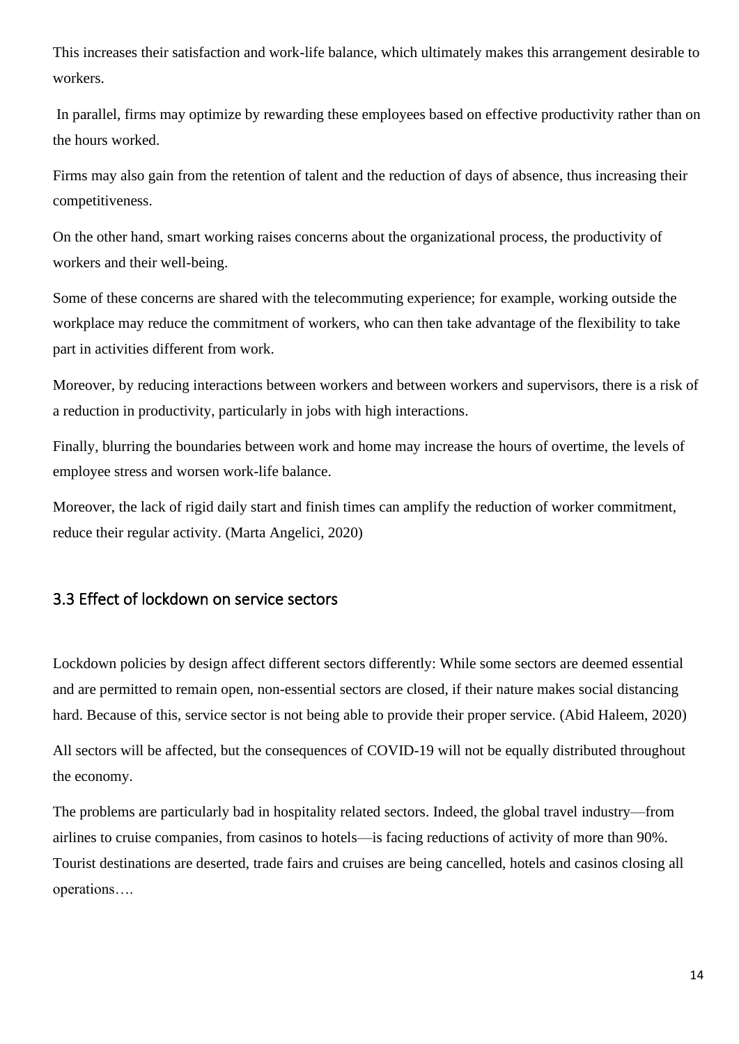This increases their satisfaction and work-life balance, which ultimately makes this arrangement desirable to workers.

In parallel, firms may optimize by rewarding these employees based on effective productivity rather than on the hours worked.

Firms may also gain from the retention of talent and the reduction of days of absence, thus increasing their competitiveness.

On the other hand, smart working raises concerns about the organizational process, the productivity of workers and their well-being.

Some of these concerns are shared with the telecommuting experience; for example, working outside the workplace may reduce the commitment of workers, who can then take advantage of the flexibility to take part in activities different from work.

Moreover, by reducing interactions between workers and between workers and supervisors, there is a risk of a reduction in productivity, particularly in jobs with high interactions.

Finally, blurring the boundaries between work and home may increase the hours of overtime, the levels of employee stress and worsen work-life balance.

Moreover, the lack of rigid daily start and finish times can amplify the reduction of worker commitment, reduce their regular activity. (Marta Angelici, 2020)

## 3.3 Effect of lockdown on service sectors

Lockdown policies by design affect different sectors differently: While some sectors are deemed essential and are permitted to remain open, non-essential sectors are closed, if their nature makes social distancing hard. Because of this, service sector is not being able to provide their proper service. (Abid Haleem, 2020)

All sectors will be affected, but the consequences of COVID-19 will not be equally distributed throughout the economy.

The problems are particularly bad in hospitality related sectors. Indeed, the global travel industry—from airlines to cruise companies, from casinos to hotels—is facing reductions of activity of more than 90%. Tourist destinations are deserted, trade fairs and cruises are being cancelled, hotels and casinos closing all operations….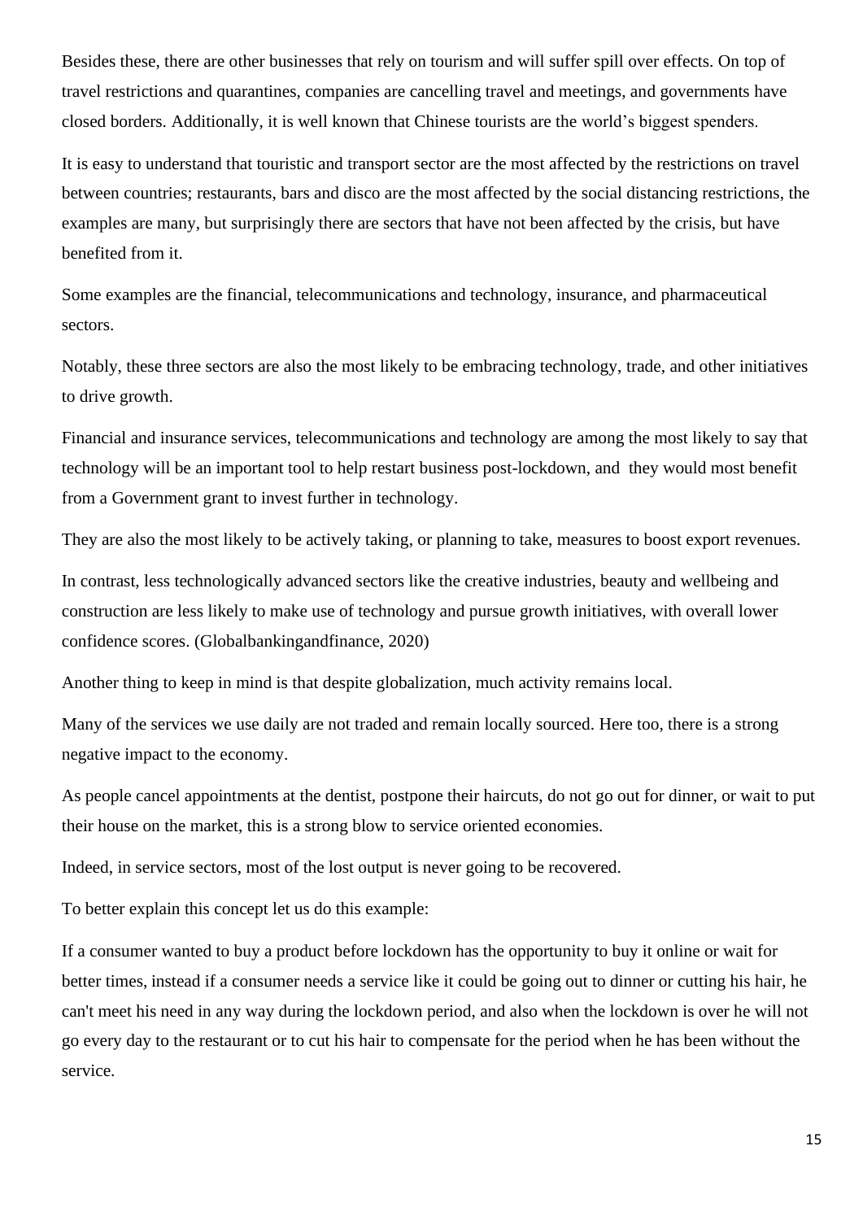Besides these, there are other businesses that rely on tourism and will suffer spill over effects. On top of travel restrictions and quarantines, companies are cancelling travel and meetings, and governments have closed borders. Additionally, it is well known that Chinese tourists are the world's biggest spenders.

It is easy to understand that touristic and transport sector are the most affected by the restrictions on travel between countries; restaurants, bars and disco are the most affected by the social distancing restrictions, the examples are many, but surprisingly there are sectors that have not been affected by the crisis, but have benefited from it.

Some examples are the financial, telecommunications and technology, insurance, and pharmaceutical sectors.

Notably, these three sectors are also the most likely to be embracing technology, trade, and other initiatives to drive growth.

Financial and insurance services, telecommunications and technology are among the most likely to say that technology will be an important tool to help restart business post-lockdown, and they would most benefit from a Government grant to invest further in technology.

They are also the most likely to be actively taking, or planning to take, measures to boost export revenues.

In contrast, less technologically advanced sectors like the creative industries, beauty and wellbeing and construction are less likely to make use of technology and pursue growth initiatives, with overall lower confidence scores. (Globalbankingandfinance, 2020)

Another thing to keep in mind is that despite globalization, much activity remains local.

Many of the services we use daily are not traded and remain locally sourced. Here too, there is a strong negative impact to the economy.

As people cancel appointments at the dentist, postpone their haircuts, do not go out for dinner, or wait to put their house on the market, this is a strong blow to service oriented economies.

Indeed, in service sectors, most of the lost output is never going to be recovered.

To better explain this concept let us do this example:

If a consumer wanted to buy a product before lockdown has the opportunity to buy it online or wait for better times, instead if a consumer needs a service like it could be going out to dinner or cutting his hair, he can't meet his need in any way during the lockdown period, and also when the lockdown is over he will not go every day to the restaurant or to cut his hair to compensate for the period when he has been without the service.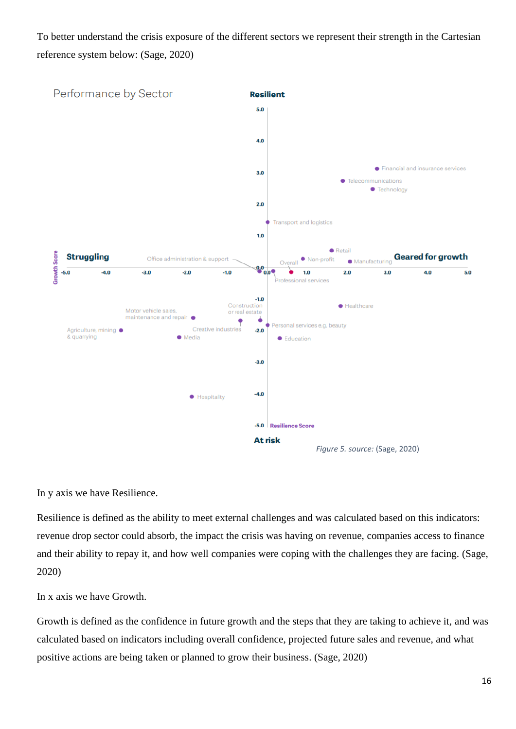To better understand the crisis exposure of the different sectors we represent their strength in the Cartesian reference system below: (Sage, 2020)

Performance by Sector

*Figure 5. source:* (Sage, 2020)

In y axis we have Resilience.

Resilience is defined as the ability to meet external challenges and was calculated based on this indicators: revenue drop sector could absorb, the impact the crisis was having on revenue, companies access to finance and their ability to repay it, and how well companies were coping with the challenges they are facing. (Sage, 2020)

In x axis we have Growth.

Growth is defined as the confidence in future growth and the steps that they are taking to achieve it, and was calculated based on indicators including overall confidence, projected future sales and revenue, and what positive actions are being taken or planned to grow their business. (Sage, 2020)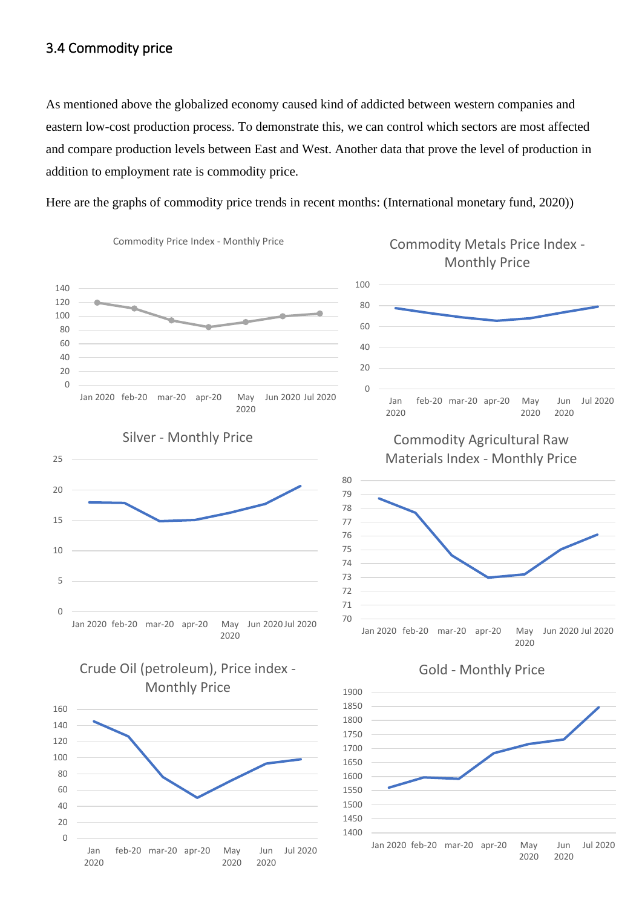### 3.4 Commodity price

As mentioned above the globalized economy caused kind of addicted between western companies and eastern low-cost production process. To demonstrate this, we can control which sectors are most affected and compare production levels between East and West. Another data that prove the level of production in addition to employment rate is commodity price.

Here are the graphs of commodity price trends in recent months: (International monetary fund, 2020))

Commodity Price Index - Monthly Price

Commodity Metals Price Index - Monthly Price

Silver - Monthly Price

Commodity Agricultural Raw Materials Index - Monthly Price

Crude Oil (petroleum), Price index - Monthly Price

Gold - Monthly Price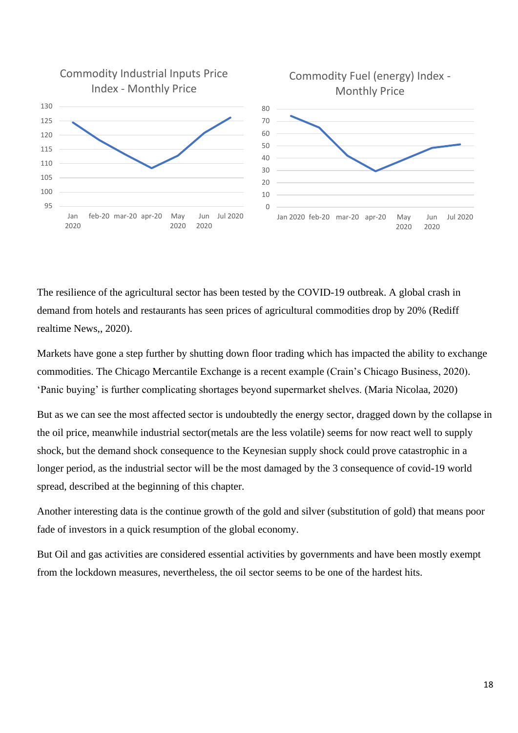Commodity Industrial Inputs Price Index - Monthly Price

Commodity Fuel (energy) Index - Monthly Price

The resilience of the agricultural sector has been tested by the COVID-19 outbreak. A global crash in demand from hotels and restaurants has seen prices of agricultural commodities drop by 20% (Rediff realtime News,, 2020).

Markets have gone a step further by shutting down floor trading which has impacted the ability to exchange commodities. The Chicago Mercantile Exchange is a recent example (Crain's Chicago Business, 2020). 'Panic buying' is further complicating shortages beyond supermarket shelves. (Maria Nicolaa, 2020)

But as we can see the most affected sector is undoubtedly the energy sector, dragged down by the collapse in the oil price, meanwhile industrial sector(metals are the less volatile) seems for now react well to supply shock, but the demand shock consequence to the Keynesian supply shock could prove catastrophic in a longer period, as the industrial sector will be the most damaged by the 3 consequence of covid-19 world spread, described at the beginning of this chapter.

Another interesting data is the continue growth of the gold and silver (substitution of gold) that means poor fade of investors in a quick resumption of the global economy.

But Oil and gas activities are considered essential activities by governments and have been mostly exempt from the lockdown measures, nevertheless, the oil sector seems to be one of the hardest hits.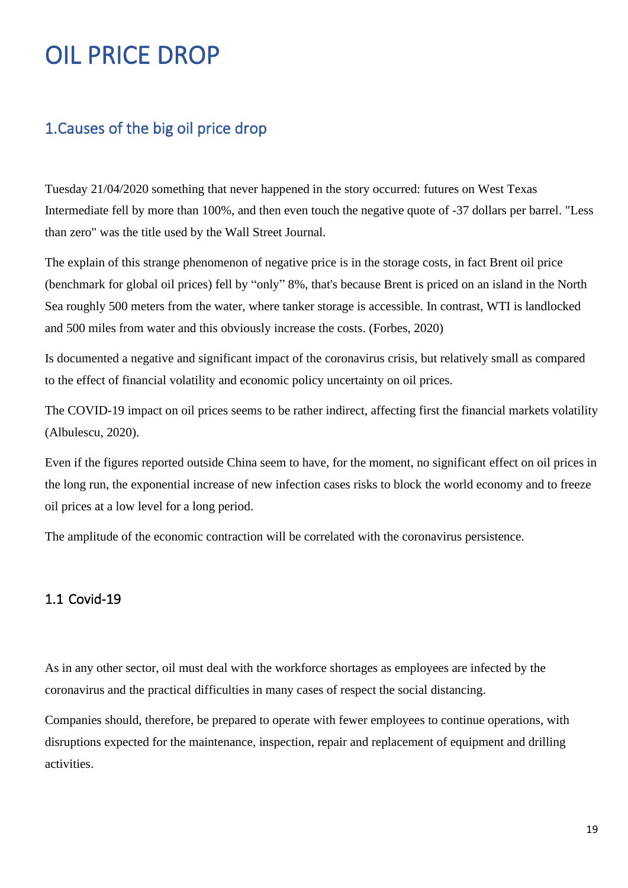# OIL PRICE DROP

## 1.Causes of the big oil price drop

Tuesday 21/04/2020 something that never happened in the story occurred: futures on West Texas Intermediate fell by more than 100%, and then even touch the negative quote of -37 dollars per barrel. "Less than zero" was the title used by the Wall Street Journal.

The explain of this strange phenomenon of negative price is in the storage costs, in fact Brent oil price (benchmark for global oil prices) fell by “only” 8%, that's because Brent is priced on an island in the North Sea roughly 500 meters from the water, where tanker storage is accessible. In contrast, WTI is landlocked and 500 miles from water and this obviously increase the costs. (Forbes, 2020)

Is documented a negative and significant impact of the coronavirus crisis, but relatively small as compared to the effect of financial volatility and economic policy uncertainty on oil prices.

The COVID-19 impact on oil prices seems to be rather indirect, affecting first the financial markets volatility (Albulescu, 2020).

Even if the figures reported outside China seem to have, for the moment, no significant effect on oil prices in the long run, the exponential increase of new infection cases risks to block the world economy and to freeze oil prices at a low level for a long period.

The amplitude of the economic contraction will be correlated with the coronavirus persistence.

### 1.1 Covid-19

As in any other sector, oil must deal with the workforce shortages as employees are infected by the coronavirus and the practical difficulties in many cases of respect the social distancing.

Companies should, therefore, be prepared to operate with fewer employees to continue operations, with disruptions expected for the maintenance, inspection, repair and replacement of equipment and drilling activities.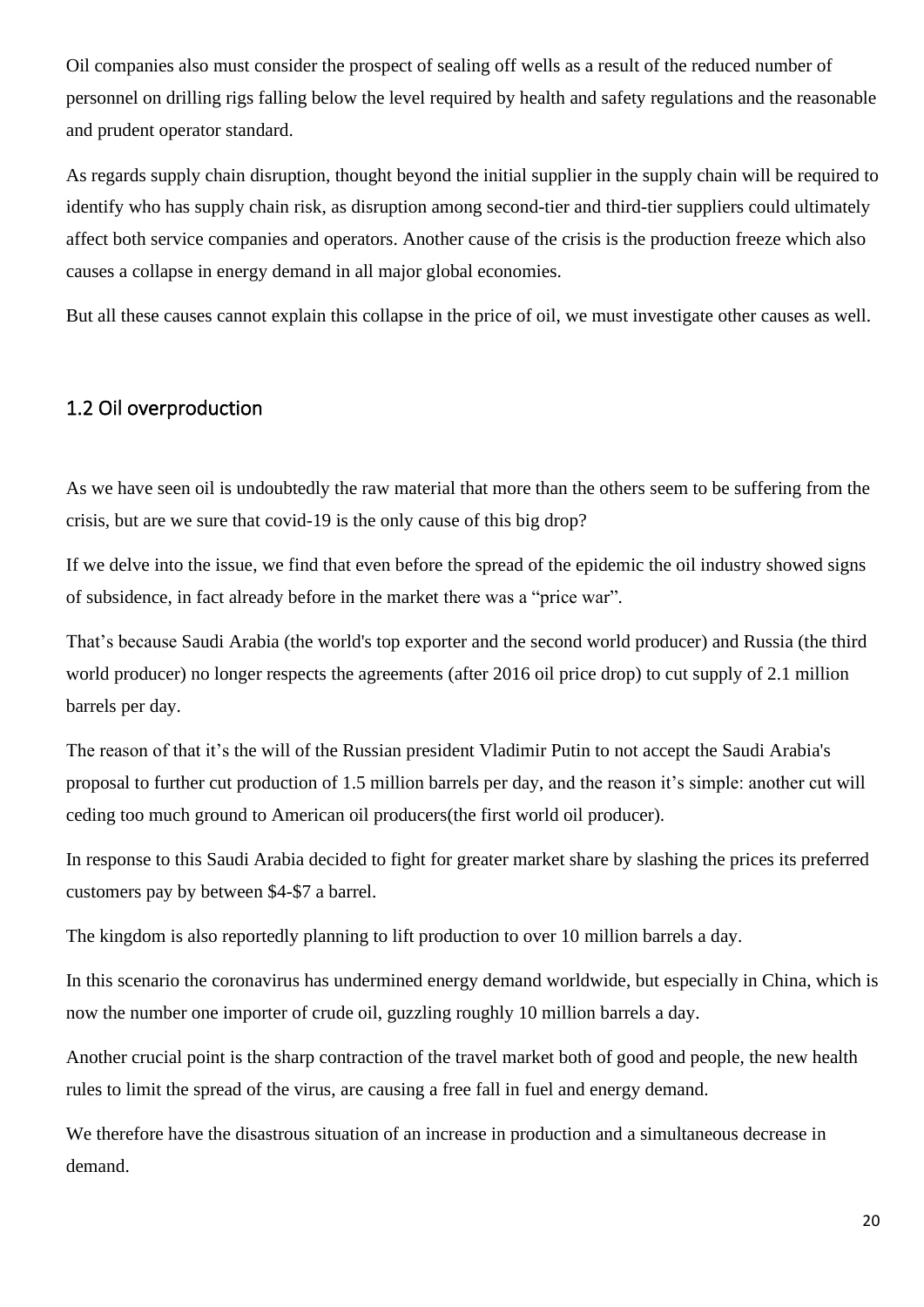Oil companies also must consider the prospect of sealing off wells as a result of the reduced number of personnel on drilling rigs falling below the level required by health and safety regulations and the reasonable and prudent operator standard.

As regards supply chain disruption, thought beyond the initial supplier in the supply chain will be required to identify who has supply chain risk, as disruption among second-tier and third-tier suppliers could ultimately affect both service companies and operators. Another cause of the crisis is the production freeze which also causes a collapse in energy demand in all major global economies.

But all these causes cannot explain this collapse in the price of oil, we must investigate other causes as well.

## 1.2 Oil overproduction

As we have seen oil is undoubtedly the raw material that more than the others seem to be suffering from the crisis, but are we sure that covid-19 is the only cause of this big drop?

If we delve into the issue, we find that even before the spread of the epidemic the oil industry showed signs of subsidence, in fact already before in the market there was a "price war".

That's because Saudi Arabia (the world's top exporter and the second world producer) and Russia (the third world producer) no longer respects the agreements (after 2016 oil price drop) to cut supply of 2.1 million barrels per day.

The reason of that it's the will of the Russian president Vladimir Putin to not accept the Saudi Arabia's proposal to further cut production of 1.5 million barrels per day, and the reason it's simple: another cut will ceding too much ground to American oil producers(the first world oil producer).

In response to this Saudi Arabia decided to fight for greater market share by slashing the prices its preferred customers pay by between $4-$7 a barrel.

The kingdom is also reportedly planning to lift production to over 10 million barrels a day.

In this scenario the coronavirus has undermined energy demand worldwide, but especially in China, which is now the number one importer of crude oil, guzzling roughly 10 million barrels a day.

Another crucial point is the sharp contraction of the travel market both of good and people, the new health rules to limit the spread of the virus, are causing a free fall in fuel and energy demand.

We therefore have the disastrous situation of an increase in production and a simultaneous decrease in demand.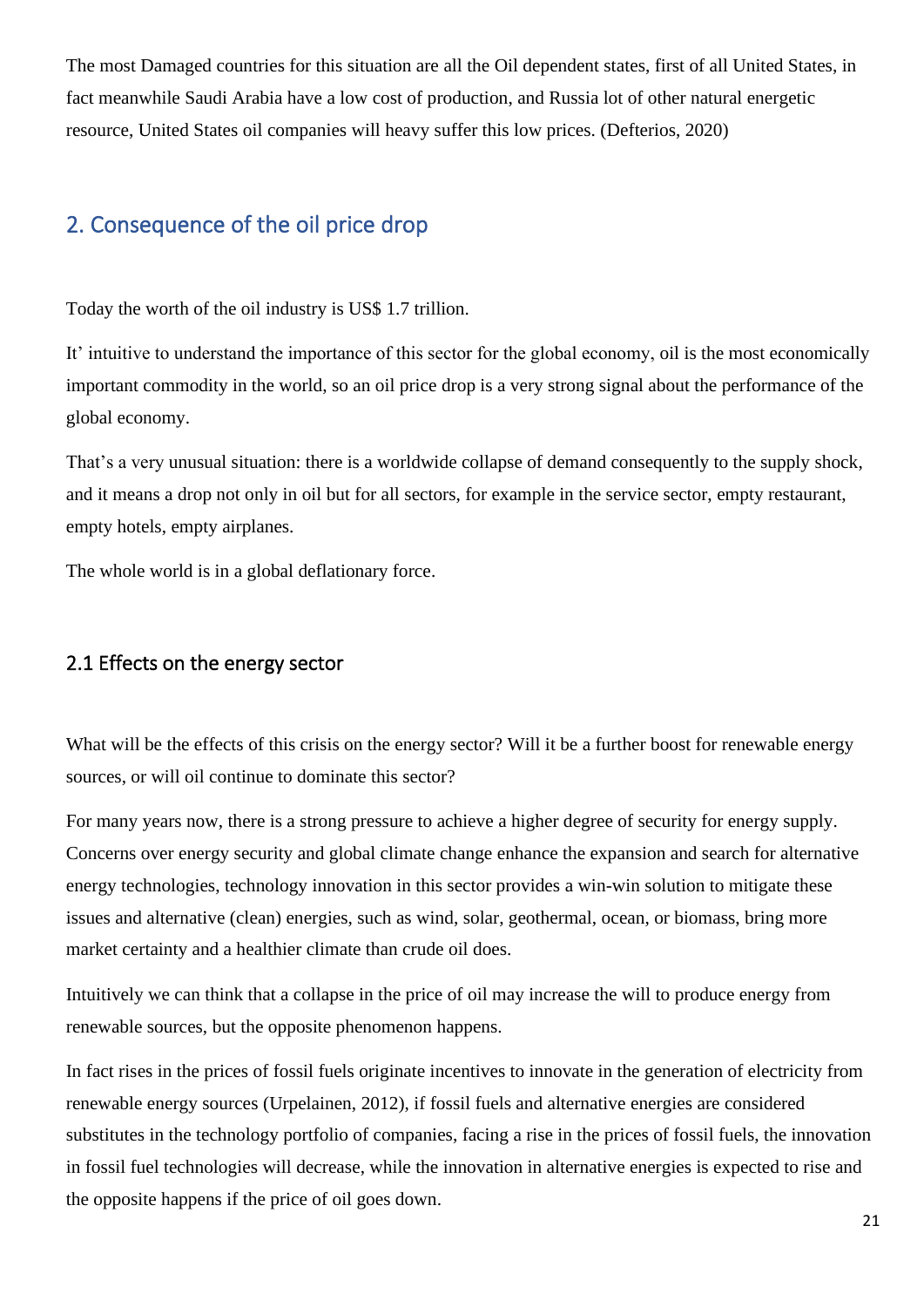The most Damaged countries for this situation are all the Oil dependent states, first of all United States, in fact meanwhile Saudi Arabia have a low cost of production, and Russia lot of other natural energetic resource, United States oil companies will heavy suffer this low prices. (Defterios, 2020)

## 2. Consequence of the oil price drop

Today the worth of the oil industry is US$ 1.7 trillion.

It' intuitive to understand the importance of this sector for the global economy, oil is the most economically important commodity in the world, so an oil price drop is a very strong signal about the performance of the global economy.

That's a very unusual situation: there is a worldwide collapse of demand consequently to the supply shock, and it means a drop not only in oil but for all sectors, for example in the service sector, empty restaurant, empty hotels, empty airplanes.

The whole world is in a global deflationary force.

### 2.1 Effects on the energy sector

What will be the effects of this crisis on the energy sector? Will it be a further boost for renewable energy sources, or will oil continue to dominate this sector?

For many years now, there is a strong pressure to achieve a higher degree of security for energy supply. Concerns over energy security and global climate change enhance the expansion and search for alternative energy technologies, technology innovation in this sector provides a win-win solution to mitigate these issues and alternative (clean) energies, such as wind, solar, geothermal, ocean, or biomass, bring more market certainty and a healthier climate than crude oil does.

Intuitively we can think that a collapse in the price of oil may increase the will to produce energy from renewable sources, but the opposite phenomenon happens.

In fact rises in the prices of fossil fuels originate incentives to innovate in the generation of electricity from renewable energy sources (Urpelainen, 2012), if fossil fuels and alternative energies are considered substitutes in the technology portfolio of companies, facing a rise in the prices of fossil fuels, the innovation in fossil fuel technologies will decrease, while the innovation in alternative energies is expected to rise and the opposite happens if the price of oil goes down.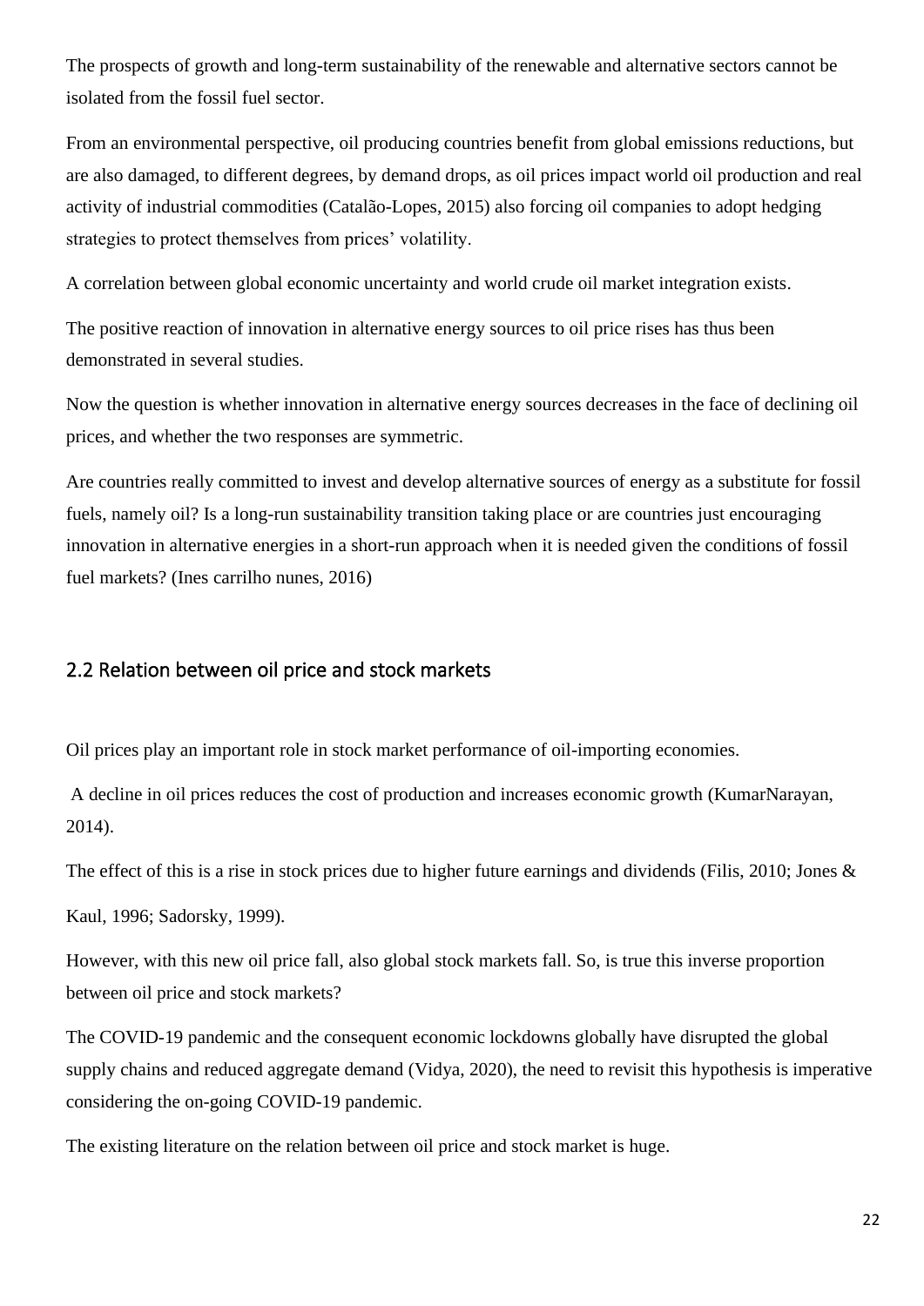The prospects of growth and long-term sustainability of the renewable and alternative sectors cannot be isolated from the fossil fuel sector.

From an environmental perspective, oil producing countries benefit from global emissions reductions, but are also damaged, to different degrees, by demand drops, as oil prices impact world oil production and real activity of industrial commodities (Catalão-Lopes, 2015) also forcing oil companies to adopt hedging strategies to protect themselves from prices' volatility.

A correlation between global economic uncertainty and world crude oil market integration exists.

The positive reaction of innovation in alternative energy sources to oil price rises has thus been demonstrated in several studies.

Now the question is whether innovation in alternative energy sources decreases in the face of declining oil prices, and whether the two responses are symmetric.

Are countries really committed to invest and develop alternative sources of energy as a substitute for fossil fuels, namely oil? Is a long-run sustainability transition taking place or are countries just encouraging innovation in alternative energies in a short-run approach when it is needed given the conditions of fossil fuel markets? (Ines carrilho nunes, 2016)

## 2.2 Relation between oil price and stock markets

Oil prices play an important role in stock market performance of oil-importing economies.

A decline in oil prices reduces the cost of production and increases economic growth (KumarNarayan, 2014).

The effect of this is a rise in stock prices due to higher future earnings and dividends (Filis, 2010; Jones & Kaul, 1996; Sadorsky, 1999).

However, with this new oil price fall, also global stock markets fall. So, is true this inverse proportion between oil price and stock markets?

The COVID-19 pandemic and the consequent economic lockdowns globally have disrupted the global supply chains and reduced aggregate demand (Vidya, 2020), the need to revisit this hypothesis is imperative considering the on-going COVID-19 pandemic.

The existing literature on the relation between oil price and stock market is huge.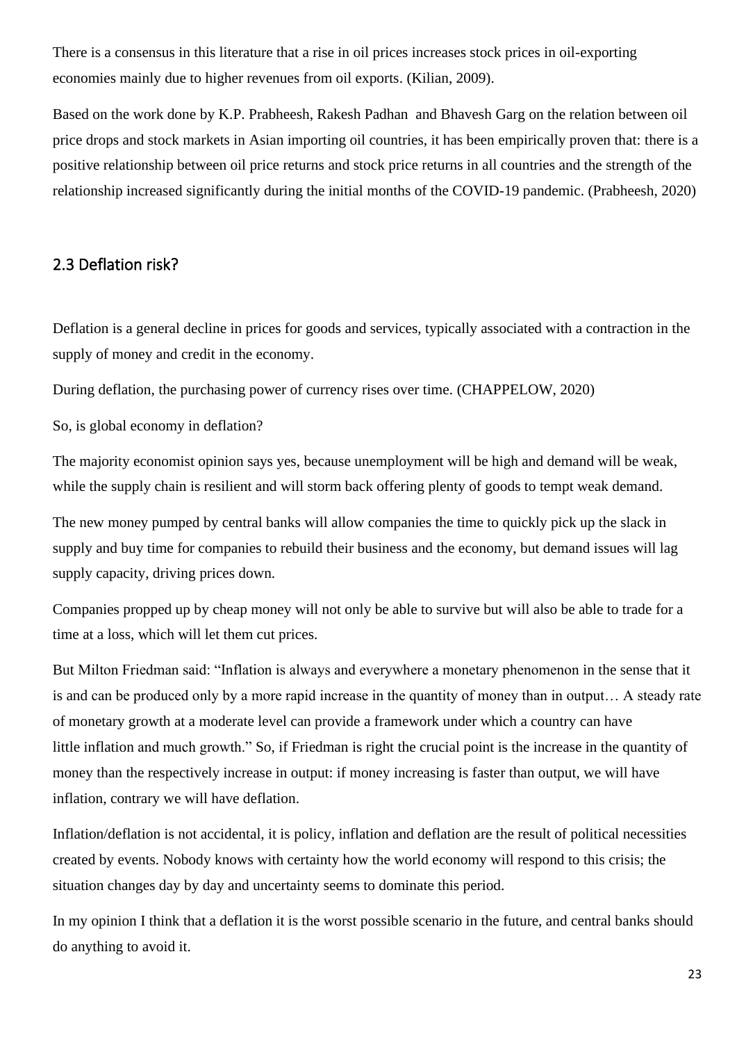There is a consensus in this literature that a rise in oil prices increases stock prices in oil-exporting economies mainly due to higher revenues from oil exports. (Kilian, 2009).

Based on the work done by K.P. Prabheesh, Rakesh Padhan and Bhavesh Garg on the relation between oil price drops and stock markets in Asian importing oil countries, it has been empirically proven that: there is a positive relationship between oil price returns and stock price returns in all countries and the strength of the relationship increased significantly during the initial months of the COVID-19 pandemic. (Prabheesh, 2020)

## 2.3 Deflation risk?

Deflation is a general decline in prices for goods and services, typically associated with a contraction in the supply of money and credit in the economy.

During deflation, the purchasing power of currency rises over time. (CHAPPELOW, 2020)

So, is global economy in deflation?

The majority economist opinion says yes, because unemployment will be high and demand will be weak, while the supply chain is resilient and will storm back offering plenty of goods to tempt weak demand.

The new money pumped by central banks will allow companies the time to quickly pick up the slack in supply and buy time for companies to rebuild their business and the economy, but demand issues will lag supply capacity, driving prices down.

Companies propped up by cheap money will not only be able to survive but will also be able to trade for a time at a loss, which will let them cut prices.

But Milton Friedman said: "Inflation is always and everywhere a monetary phenomenon in the sense that it is and can be produced only by a more rapid increase in the quantity of money than in output… A steady rate of monetary growth at a moderate level can provide a framework under which a country can have little inflation and much growth." So, if Friedman is right the crucial point is the increase in the quantity of money than the respectively increase in output: if money increasing is faster than output, we will have inflation, contrary we will have deflation.

Inflation/deflation is not accidental, it is policy, inflation and deflation are the result of political necessities created by events. Nobody knows with certainty how the world economy will respond to this crisis; the situation changes day by day and uncertainty seems to dominate this period.

In my opinion I think that a deflation it is the worst possible scenario in the future, and central banks should do anything to avoid it.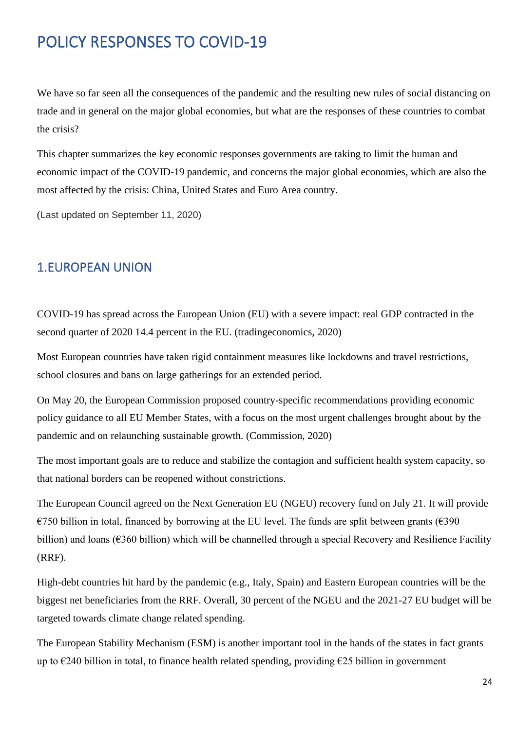# POLICY RESPONSES TO COVID-19

We have so far seen all the consequences of the pandemic and the resulting new rules of social distancing on trade and in general on the major global economies, but what are the responses of these countries to combat the crisis?

This chapter summarizes the key economic responses governments are taking to limit the human and economic impact of the COVID-19 pandemic, and concerns the major global economies, which are also the most affected by the crisis: China, United States and Euro Area country.

(Last updated on September 11, 2020)

## 1.EUROPEAN UNION

COVID-19 has spread across the European Union (EU) with a severe impact: real GDP contracted in the second quarter of 2020 14.4 percent in the EU. (tradingeconomics, 2020)

Most European countries have taken rigid containment measures like lockdowns and travel restrictions, school closures and bans on large gatherings for an extended period.

On May 20, the European Commission proposed country-specific recommendations providing economic policy guidance to all EU Member States, with a focus on the most urgent challenges brought about by the pandemic and on relaunching sustainable growth. (Commission, 2020)

The most important goals are to reduce and stabilize the contagion and sufficient health system capacity, so that national borders can be reopened without constrictions.

The European Council agreed on the Next Generation EU (NGEU) recovery fund on July 21. It will provide €750 billion in total, financed by borrowing at the EU level. The funds are split between grants (€390 billion) and loans (€360 billion) which will be channelled through a special Recovery and Resilience Facility (RRF).

High-debt countries hit hard by the pandemic (e.g., Italy, Spain) and Eastern European countries will be the biggest net beneficiaries from the RRF. Overall, 30 percent of the NGEU and the 2021-27 EU budget will be targeted towards climate change related spending.

The European Stability Mechanism (ESM) is another important tool in the hands of the states in fact grants up to €240 billion in total, to finance health related spending, providing €25 billion in government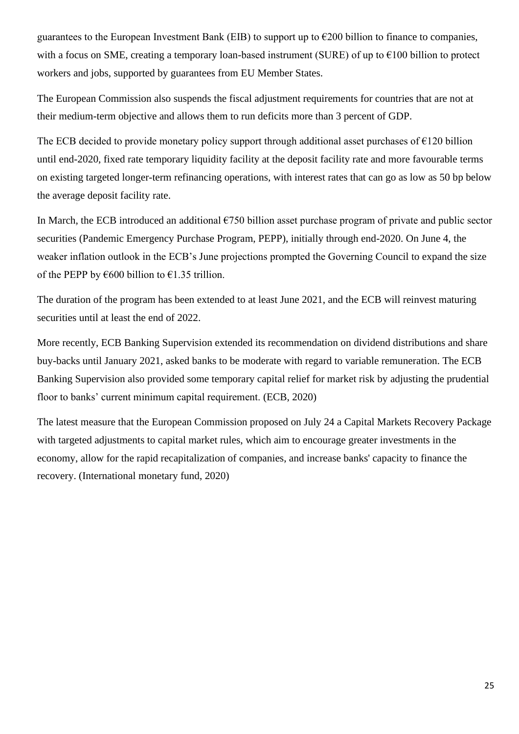guarantees to the European Investment Bank (EIB) to support up to €200 billion to finance to companies, with a focus on SME, creating a temporary loan-based instrument (SURE) of up to €100 billion to protect workers and jobs, supported by guarantees from EU Member States.

The European Commission also suspends the fiscal adjustment requirements for countries that are not at their medium-term objective and allows them to run deficits more than 3 percent of GDP.

The ECB decided to provide monetary policy support through additional asset purchases of €120 billion until end-2020, fixed rate temporary liquidity facility at the deposit facility rate and more favourable terms on existing targeted longer-term refinancing operations, with interest rates that can go as low as 50 bp below the average deposit facility rate.

In March, the ECB introduced an additional €750 billion asset purchase program of private and public sector securities (Pandemic Emergency Purchase Program, PEPP), initially through end-2020. On June 4, the weaker inflation outlook in the ECB's June projections prompted the Governing Council to expand the size of the PEPP by €600 billion to €1.35 trillion.

The duration of the program has been extended to at least June 2021, and the ECB will reinvest maturing securities until at least the end of 2022.

More recently, ECB Banking Supervision extended its recommendation on dividend distributions and share buy-backs until January 2021, asked banks to be moderate with regard to variable remuneration. The ECB Banking Supervision also provided some temporary capital relief for market risk by adjusting the prudential floor to banks' current minimum capital requirement. (ECB, 2020)

The latest measure that the European Commission proposed on July 24 a Capital Markets Recovery Package with targeted adjustments to capital market rules, which aim to encourage greater investments in the economy, allow for the rapid recapitalization of companies, and increase banks' capacity to finance the recovery. (International monetary fund, 2020)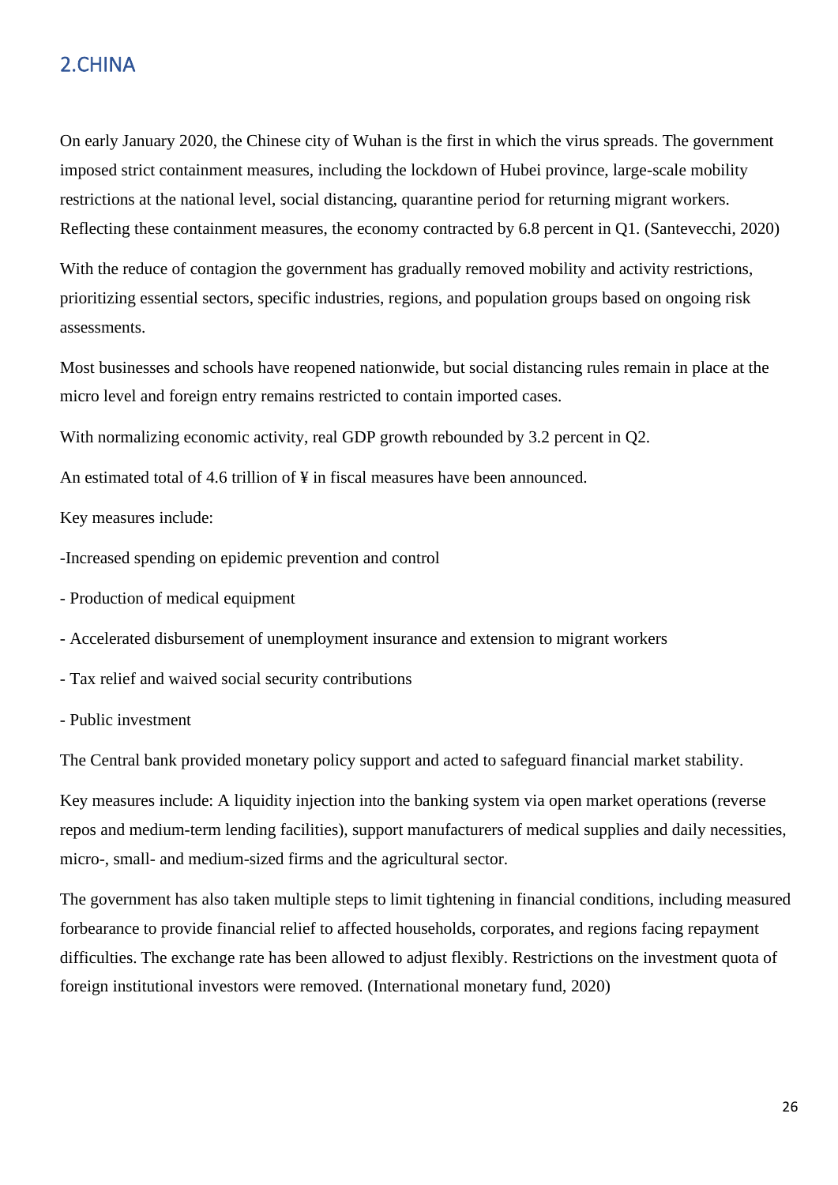## 2.CHINA

On early January 2020, the Chinese city of Wuhan is the first in which the virus spreads. The government imposed strict containment measures, including the lockdown of Hubei province, large-scale mobility restrictions at the national level, social distancing, quarantine period for returning migrant workers. Reflecting these containment measures, the economy contracted by 6.8 percent in Q1. (Santevecchi, 2020)

With the reduce of contagion the government has gradually removed mobility and activity restrictions, prioritizing essential sectors, specific industries, regions, and population groups based on ongoing risk assessments.

Most businesses and schools have reopened nationwide, but social distancing rules remain in place at the micro level and foreign entry remains restricted to contain imported cases.

With normalizing economic activity, real GDP growth rebounded by 3.2 percent in Q2.

An estimated total of 4.6 trillion of ¥ in fiscal measures have been announced.

Key measures include:

-Increased spending on epidemic prevention and control

- Production of medical equipment

- Accelerated disbursement of unemployment insurance and extension to migrant workers

- Tax relief and waived social security contributions

- Public investment

The Central bank provided monetary policy support and acted to safeguard financial market stability.

Key measures include: A liquidity injection into the banking system via open market operations (reverse repos and medium-term lending facilities), support manufacturers of medical supplies and daily necessities, micro-, small- and medium-sized firms and the agricultural sector.

The government has also taken multiple steps to limit tightening in financial conditions, including measured forbearance to provide financial relief to affected households, corporates, and regions facing repayment difficulties. The exchange rate has been allowed to adjust flexibly. Restrictions on the investment quota of foreign institutional investors were removed. (International monetary fund, 2020)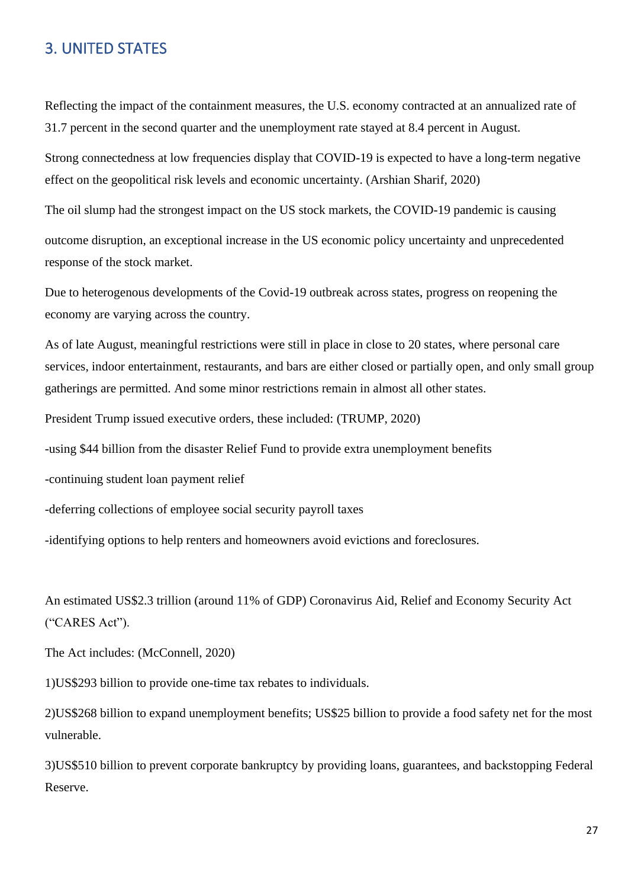## 3. UNITED STATES

Reflecting the impact of the containment measures, the U.S. economy contracted at an annualized rate of 31.7 percent in the second quarter and the unemployment rate stayed at 8.4 percent in August.

Strong connectedness at low frequencies display that COVID-19 is expected to have a long-term negative effect on the geopolitical risk levels and economic uncertainty. (Arshian Sharif, 2020)

The oil slump had the strongest impact on the US stock markets, the COVID-19 pandemic is causing

outcome disruption, an exceptional increase in the US economic policy uncertainty and unprecedented response of the stock market.

Due to heterogenous developments of the Covid-19 outbreak across states, progress on reopening the economy are varying across the country.

As of late August, meaningful restrictions were still in place in close to 20 states, where personal care services, indoor entertainment, restaurants, and bars are either closed or partially open, and only small group gatherings are permitted. And some minor restrictions remain in almost all other states.

President Trump issued executive orders, these included: (TRUMP, 2020)

-using $44 billion from the disaster Relief Fund to provide extra unemployment benefits

-continuing student loan payment relief

-deferring collections of employee social security payroll taxes

-identifying options to help renters and homeowners avoid evictions and foreclosures.

An estimated US$2.3 trillion (around 11% of GDP) Coronavirus Aid, Relief and Economy Security Act ("CARES Act").

The Act includes: (McConnell, 2020)

1)US$293 billion to provide one-time tax rebates to individuals.

2)US$268 billion to expand unemployment benefits; US$25 billion to provide a food safety net for the most vulnerable.

3)US$510 billion to prevent corporate bankruptcy by providing loans, guarantees, and backstopping Federal Reserve.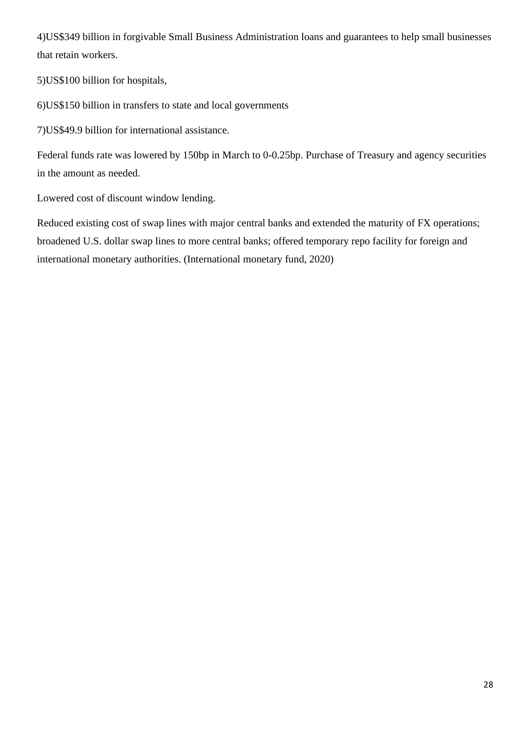4)US$349 billion in forgivable Small Business Administration loans and guarantees to help small businesses that retain workers.

5)US$100 billion for hospitals,

6)US$150 billion in transfers to state and local governments

7)US$49.9 billion for international assistance.

Federal funds rate was lowered by 150bp in March to 0-0.25bp. Purchase of Treasury and agency securities in the amount as needed.

Lowered cost of discount window lending.

Reduced existing cost of swap lines with major central banks and extended the maturity of FX operations; broadened U.S. dollar swap lines to more central banks; offered temporary repo facility for foreign and international monetary authorities. (International monetary fund, 2020)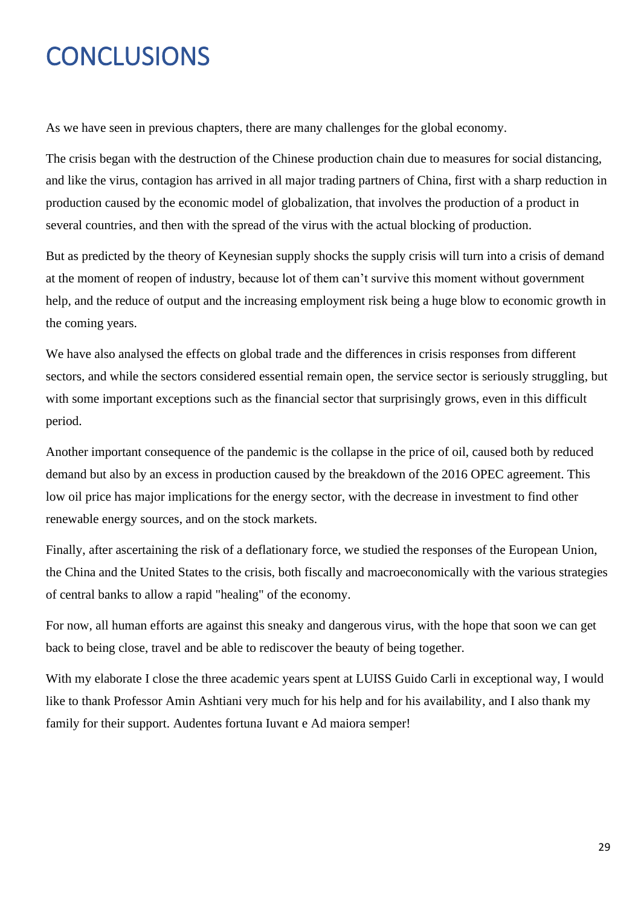# CONCLUSIONS

As we have seen in previous chapters, there are many challenges for the global economy.

The crisis began with the destruction of the Chinese production chain due to measures for social distancing, and like the virus, contagion has arrived in all major trading partners of China, first with a sharp reduction in production caused by the economic model of globalization, that involves the production of a product in several countries, and then with the spread of the virus with the actual blocking of production.

But as predicted by the theory of Keynesian supply shocks the supply crisis will turn into a crisis of demand at the moment of reopen of industry, because lot of them can't survive this moment without government help, and the reduce of output and the increasing employment risk being a huge blow to economic growth in the coming years.

We have also analysed the effects on global trade and the differences in crisis responses from different sectors, and while the sectors considered essential remain open, the service sector is seriously struggling, but with some important exceptions such as the financial sector that surprisingly grows, even in this difficult period.

Another important consequence of the pandemic is the collapse in the price of oil, caused both by reduced demand but also by an excess in production caused by the breakdown of the 2016 OPEC agreement. This low oil price has major implications for the energy sector, with the decrease in investment to find other renewable energy sources, and on the stock markets.

Finally, after ascertaining the risk of a deflationary force, we studied the responses of the European Union, the China and the United States to the crisis, both fiscally and macroeconomically with the various strategies of central banks to allow a rapid "healing" of the economy.

For now, all human efforts are against this sneaky and dangerous virus, with the hope that soon we can get back to being close, travel and be able to rediscover the beauty of being together.

With my elaborate I close the three academic years spent at LUISS Guido Carli in exceptional way, I would like to thank Professor Amin Ashtiani very much for his help and for his availability, and I also thank my family for their support. Audentes fortuna Iuvant e Ad maiora semper!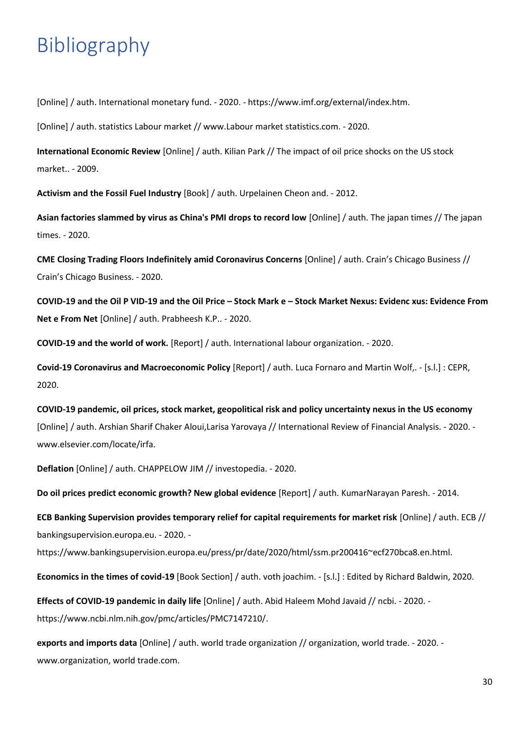# Bibliography

[Online] / auth. International monetary fund. - 2020. - https://www.imf.org/external/index.htm.

[Online] / auth. statistics Labour market // www.Labour market statistics.com. - 2020.

**International Economic Review** [Online] / auth. Kilian Park // The impact of oil price shocks on the US stock market.. - 2009.

**Activism and the Fossil Fuel Industry** [Book] / auth. Urpelainen Cheon and. - 2012.

**Asian factories slammed by virus as China's PMI drops to record low** [Online] / auth. The japan times // The japan times. - 2020.

**CME Closing Trading Floors Indefinitely amid Coronavirus Concerns** [Online] / auth. Crain's Chicago Business // Crain's Chicago Business. - 2020.

**COVID-19 and the Oil P VID-19 and the Oil Price – Stock Mark e – Stock Market Nexus: Evidenc xus: Evidence From Net e From Net** [Online] / auth. Prabheesh K.P.. - 2020.

**COVID-19 and the world of work.** [Report] / auth. International labour organization. - 2020.

**Covid-19 Coronavirus and Macroeconomic Policy** [Report] / auth. Luca Fornaro and Martin Wolf,. - [s.l.] : CEPR, 2020.

**COVID-19 pandemic, oil prices, stock market, geopolitical risk and policy uncertainty nexus in the US economy** [Online] / auth. Arshian Sharif Chaker Aloui,Larisa Yarovaya // International Review of Financial Analysis. - 2020. - www.elsevier.com/locate/irfa.

**Deflation** [Online] / auth. CHAPPELOW JIM // investopedia. - 2020.

**Do oil prices predict economic growth? New global evidence** [Report] / auth. KumarNarayan Paresh. - 2014.

**ECB Banking Supervision provides temporary relief for capital requirements for market risk** [Online] / auth. ECB // bankingsupervision.europa.eu. - 2020. - https://www.bankingsupervision.europa.eu/press/pr/date/2020/html/ssm.pr200416~ecf270bca8.en.html.

**Economics in the times of covid-19** [Book Section] / auth. voth joachim. - [s.l.] : Edited by Richard Baldwin, 2020.

**Effects of COVID-19 pandemic in daily life** [Online] / auth. Abid Haleem Mohd Javaid // ncbi. - 2020. - https://www.ncbi.nlm.nih.gov/pmc/articles/PMC7147210/.

**exports and imports data** [Online] / auth. world trade organization // organization, world trade. - 2020. - www.organization, world trade.com.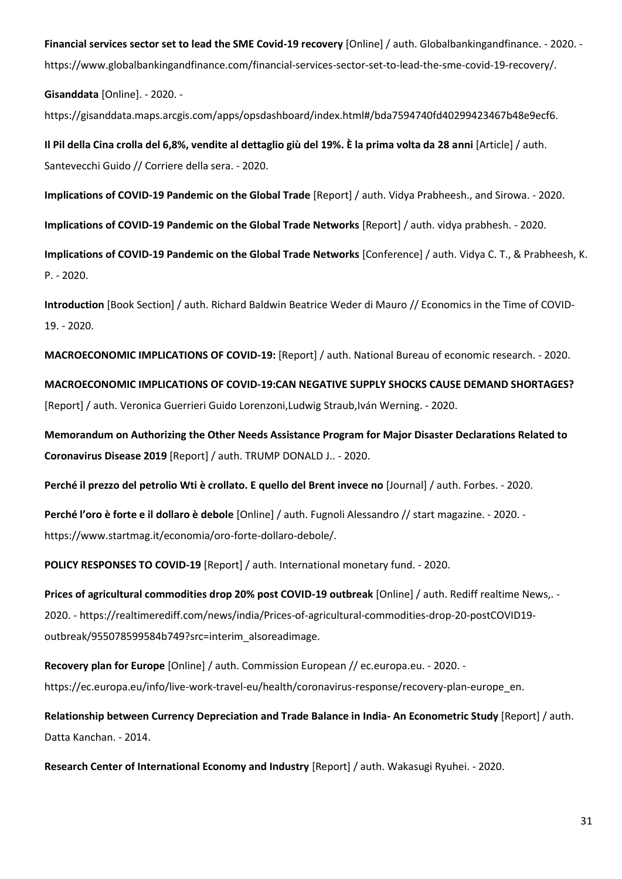**Financial services sector set to lead the SME Covid-19 recovery** [Online] / auth. Globalbankingandfinance. - 2020. - https://www.globalbankingandfinance.com/financial-services-sector-set-to-lead-the-sme-covid-19-recovery/.

**Gisanddata** [Online]. - 2020. - https://gisanddata.maps.arcgis.com/apps/opsdashboard/index.html#/bda7594740fd40299423467b48e9ecf6.

**Il Pil della Cina crolla del 6,8%, vendite al dettaglio giù del 19%. È la prima volta da 28 anni** [Article] / auth. Santevecchi Guido // Corriere della sera. - 2020.

**Implications of COVID-19 Pandemic on the Global Trade** [Report] / auth. Vidya Prabheesh., and Sirowa. - 2020.

**Implications of COVID-19 Pandemic on the Global Trade Networks** [Report] / auth. vidya prabhesh. - 2020.

**Implications of COVID-19 Pandemic on the Global Trade Networks** [Conference] / auth. Vidya C. T., & Prabheesh, K. P. - 2020.

**Introduction** [Book Section] / auth. Richard Baldwin Beatrice Weder di Mauro // Economics in the Time of COVID-19. - 2020.

**MACROECONOMIC IMPLICATIONS OF COVID-19:** [Report] / auth. National Bureau of economic research. - 2020.

**MACROECONOMIC IMPLICATIONS OF COVID-19:CAN NEGATIVE SUPPLY SHOCKS CAUSE DEMAND SHORTAGES?** [Report] / auth. Veronica Guerrieri Guido Lorenzoni,Ludwig Straub,Iván Werning. - 2020.

**Memorandum on Authorizing the Other Needs Assistance Program for Major Disaster Declarations Related to Coronavirus Disease 2019** [Report] / auth. TRUMP DONALD J.. - 2020.

**Perché il prezzo del petrolio Wti è crollato. E quello del Brent invece no** [Journal] / auth. Forbes. - 2020.

**Perché l'oro è forte e il dollaro è debole** [Online] / auth. Fugnoli Alessandro // start magazine. - 2020. - https://www.startmag.it/economia/oro-forte-dollaro-debole/.

**POLICY RESPONSES TO COVID-19** [Report] / auth. International monetary fund. - 2020.

**Prices of agricultural commodities drop 20% post COVID-19 outbreak** [Online] / auth. Rediff realtime News,. - 2020. - https://realtimerediff.com/news/india/Prices-of-agricultural-commodities-drop-20-postCOVID19-outbreak/955078599584b749?src=interim_alsoreadimage.

**Recovery plan for Europe** [Online] / auth. Commission European // ec.europa.eu. - 2020. - https://ec.europa.eu/info/live-work-travel-eu/health/coronavirus-response/recovery-plan-europe_en.

**Relationship between Currency Depreciation and Trade Balance in India- An Econometric Study** [Report] / auth. Datta Kanchan. - 2014.

**Research Center of International Economy and Industry** [Report] / auth. Wakasugi Ryuhei. - 2020.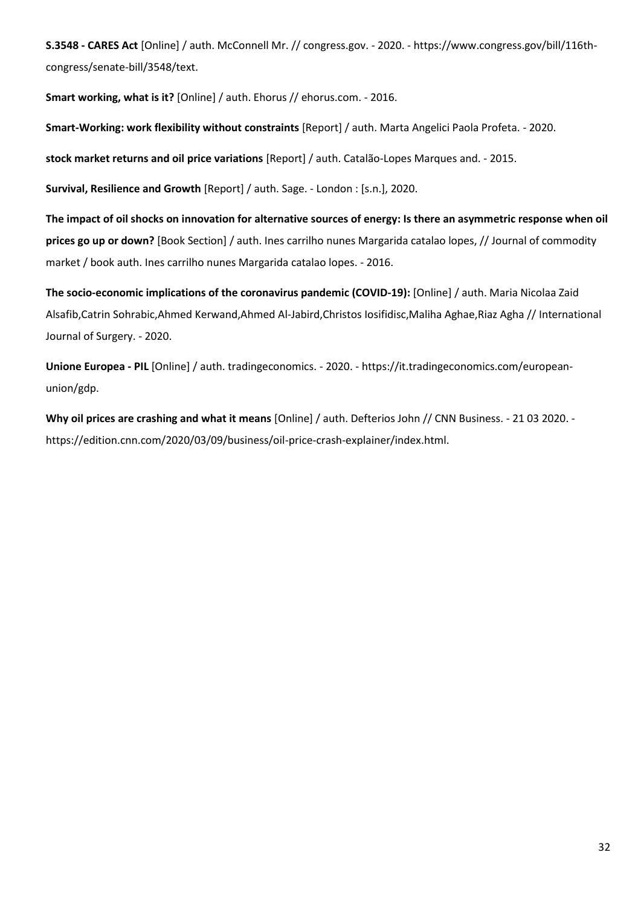**S.3548 - CARES Act** [Online] / auth. McConnell Mr. // congress.gov. - 2020. - https://www.congress.gov/bill/116th-congress/senate-bill/3548/text.

**Smart working, what is it?** [Online] / auth. Ehorus // ehorus.com. - 2016.

**Smart-Working: work flexibility without constraints** [Report] / auth. Marta Angelici Paola Profeta. - 2020.

**stock market returns and oil price variations** [Report] / auth. Catalão-Lopes Marques and. - 2015.

**Survival, Resilience and Growth** [Report] / auth. Sage. - London : [s.n.], 2020.

**The impact of oil shocks on innovation for alternative sources of energy: Is there an asymmetric response when oil prices go up or down?** [Book Section] / auth. Ines carrilho nunes Margarida catalao lopes, // Journal of commodity market / book auth. Ines carrilho nunes Margarida catalao lopes. - 2016.

**The socio-economic implications of the coronavirus pandemic (COVID-19):** [Online] / auth. Maria Nicolaa Zaid Alsafib,Catrin Sohrabic,Ahmed Kerwand,Ahmed Al-Jabird,Christos Iosifidisc,Maliha Aghae,Riaz Agha // International Journal of Surgery. - 2020.

**Unione Europea - PIL** [Online] / auth. tradingeconomics. - 2020. - https://it.tradingeconomics.com/european-union/gdp.

**Why oil prices are crashing and what it means** [Online] / auth. Defterios John // CNN Business. - 21 03 2020. - https://edition.cnn.com/2020/03/09/business/oil-price-crash-explainer/index.html.